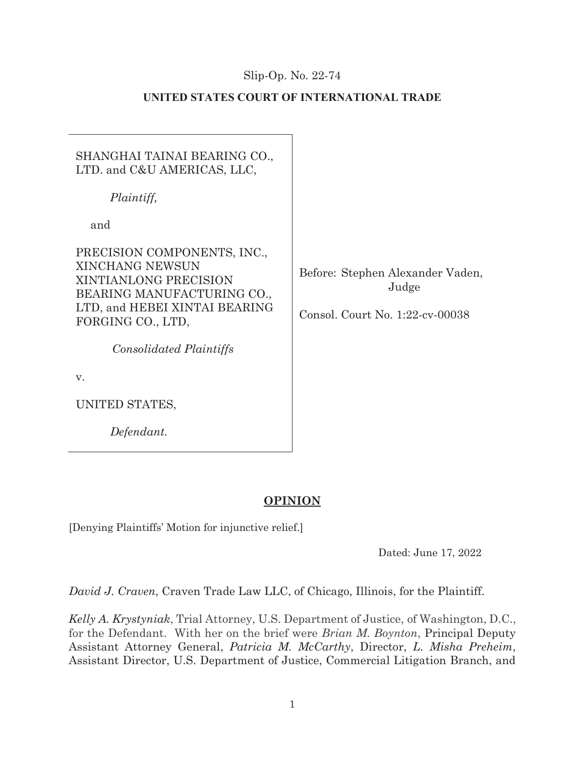Slip-Op. No. 22-74

**UNITED STATES COURT OF INTERNATIONAL TRADE**

SHANGHAI TAINAI BEARING CO., LTD. and C&U AMERICAS, LLC,

*Plaintiff,*

and

PRECISION COMPONENTS, INC., XINCHANG NEWSUN XINTIANLONG PRECISION BEARING MANUFACTURING CO., LTD, and HEBEI XINTAI BEARING FORGING CO., LTD,

*Consolidated Plaintiffs*

v.

UNITED STATES,

*Defendant.*

Before: Stephen Alexander Vaden, Judge

Consol. Court No. 1:22-cv-00038

**OPINION**

[Denying Plaintiffs' Motion for injunctive relief.]

Dated: June 17, 2022

*David J. Craven*, Craven Trade Law LLC, of Chicago, Illinois, for the Plaintiff.

*Kelly A. Krystyniak*, Trial Attorney, U.S. Department of Justice, of Washington, D.C., for the Defendant. With her on the brief were *Brian M. Boynton*, Principal Deputy Assistant Attorney General, *Patricia M. McCarthy*, Director, *L. Misha Preheim*, Assistant Director, U.S. Department of Justice, Commercial Litigation Branch, and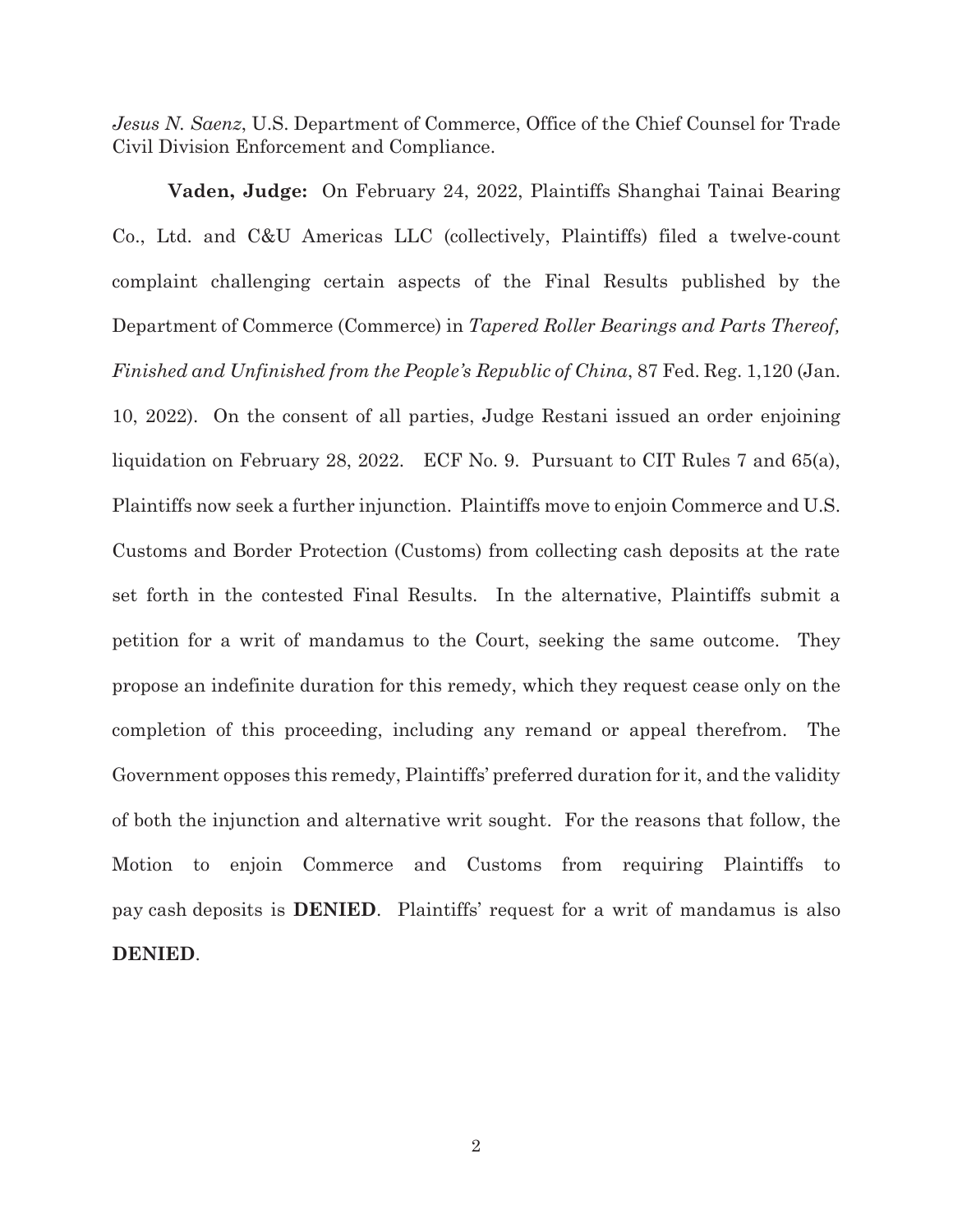*Jesus N. Saenz*, U.S. Department of Commerce, Office of the Chief Counsel for Trade Civil Division Enforcement and Compliance.

**Vaden, Judge:** On February 24, 2022, Plaintiffs Shanghai Tainai Bearing Co., Ltd. and C&U Americas LLC (collectively, Plaintiffs) filed a twelve-count complaint challenging certain aspects of the Final Results published by the Department of Commerce (Commerce) in *Tapered Roller Bearings and Parts Thereof, Finished and Unfinished from the People's Republic of China*, 87 Fed. Reg. 1,120 (Jan. 10, 2022). On the consent of all parties, Judge Restani issued an order enjoining liquidation on February 28, 2022. ECF No. 9. Pursuant to CIT Rules 7 and 65(a), Plaintiffs now seek a further injunction. Plaintiffs move to enjoin Commerce and U.S. Customs and Border Protection (Customs) from collecting cash deposits at the rate set forth in the contested Final Results. In the alternative, Plaintiffs submit a petition for a writ of mandamus to the Court, seeking the same outcome. They propose an indefinite duration for this remedy, which they request cease only on the completion of this proceeding, including any remand or appeal therefrom. The Government opposes this remedy, Plaintiffs' preferred duration for it, and the validity of both the injunction and alternative writ sought. For the reasons that follow, the Motion to enjoin Commerce and Customs from requiring Plaintiffs to pay cash deposits is **DENIED**. Plaintiffs' request for a writ of mandamus is also **DENIED**.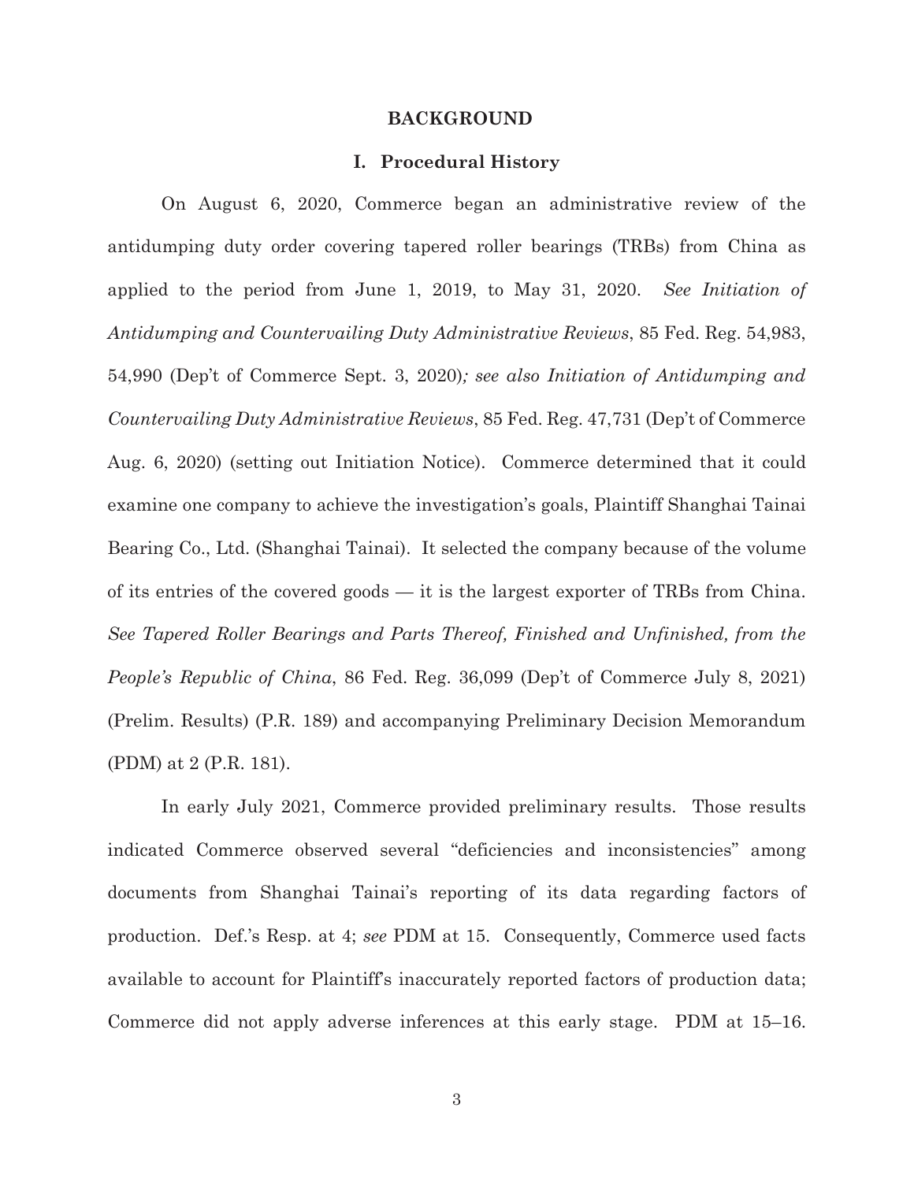## BACKGROUND

### I. Procedural History

On August 6, 2020, Commerce began an administrative review of the antidumping duty order covering tapered roller bearings (TRBs) from China as applied to the period from June 1, 2019, to May 31, 2020. *See Initiation of Antidumping and Countervailing Duty Administrative Reviews*, 85 Fed. Reg. 54,983, 54,990 (Dep't of Commerce Sept. 3, 2020)*; see also Initiation of Antidumping and Countervailing Duty Administrative Reviews*, 85 Fed. Reg. 47,731 (Dep't of Commerce Aug. 6, 2020) (setting out Initiation Notice). Commerce determined that it could examine one company to achieve the investigation's goals, Plaintiff Shanghai Tainai Bearing Co., Ltd. (Shanghai Tainai). It selected the company because of the volume of its entries of the covered goods — it is the largest exporter of TRBs from China. *See Tapered Roller Bearings and Parts Thereof, Finished and Unfinished, from the People's Republic of China*, 86 Fed. Reg. 36,099 (Dep't of Commerce July 8, 2021) (Prelim. Results) (P.R. 189) and accompanying Preliminary Decision Memorandum (PDM) at 2 (P.R. 181).

In early July 2021, Commerce provided preliminary results. Those results indicated Commerce observed several "deficiencies and inconsistencies" among documents from Shanghai Tainai's reporting of its data regarding factors of production. Def.'s Resp. at 4; *see* PDM at 15. Consequently, Commerce used facts available to account for Plaintiff's inaccurately reported factors of production data; Commerce did not apply adverse inferences at this early stage. PDM at 15–16.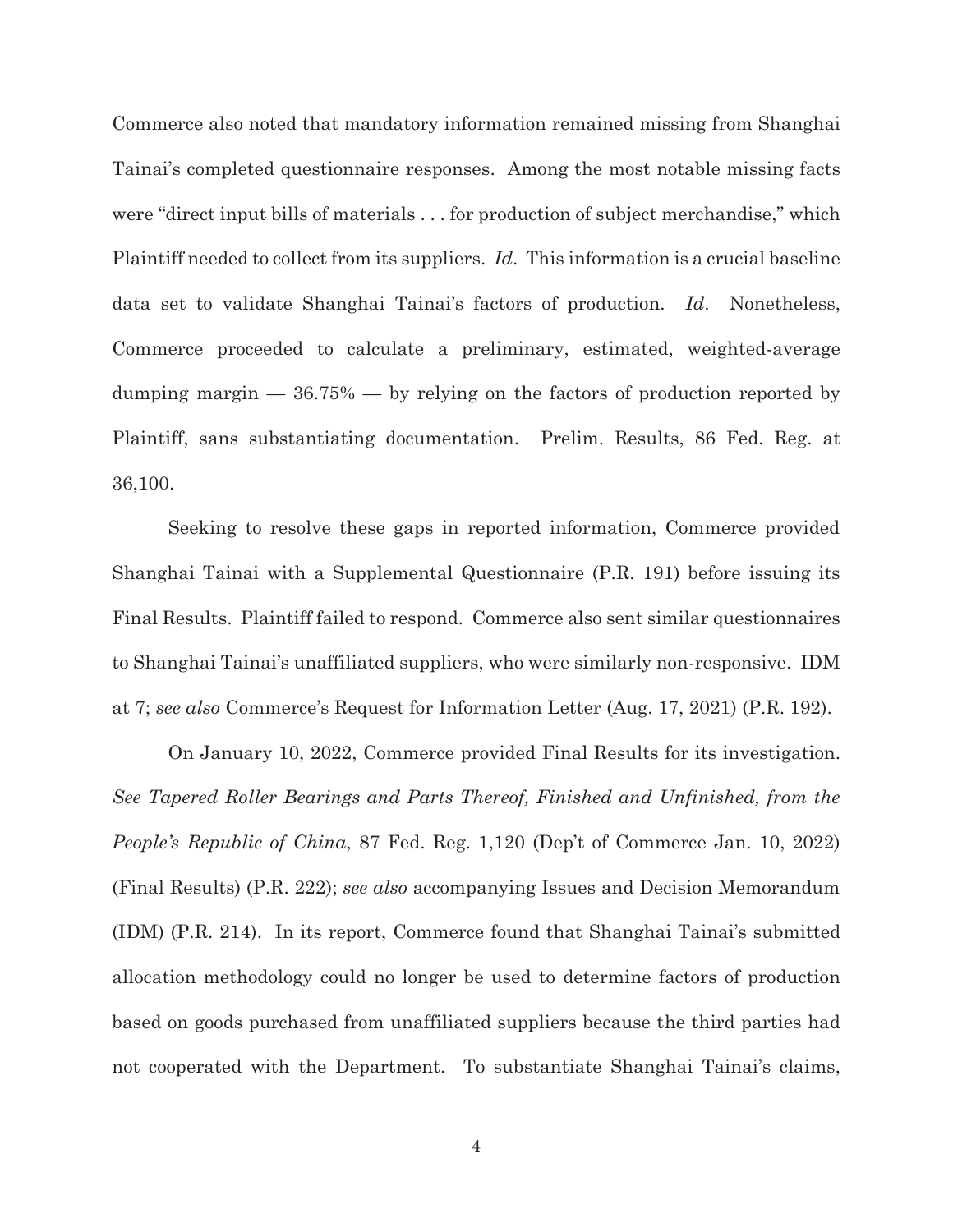Commerce also noted that mandatory information remained missing from Shanghai Tainai's completed questionnaire responses. Among the most notable missing facts were "direct input bills of materials . . . for production of subject merchandise," which Plaintiff needed to collect from its suppliers. *Id*. This information is a crucial baseline data set to validate Shanghai Tainai's factors of production. *Id*. Nonetheless, Commerce proceeded to calculate a preliminary, estimated, weighted-average dumping margin — 36.75% — by relying on the factors of production reported by Plaintiff, sans substantiating documentation. Prelim. Results, 86 Fed. Reg. at 36,100.

Seeking to resolve these gaps in reported information, Commerce provided Shanghai Tainai with a Supplemental Questionnaire (P.R. 191) before issuing its Final Results. Plaintiff failed to respond. Commerce also sent similar questionnaires to Shanghai Tainai's unaffiliated suppliers, who were similarly non-responsive. IDM at 7; *see also* Commerce's Request for Information Letter (Aug. 17, 2021) (P.R. 192).

On January 10, 2022, Commerce provided Final Results for its investigation. *See Tapered Roller Bearings and Parts Thereof, Finished and Unfinished, from the People's Republic of China*, 87 Fed. Reg. 1,120 (Dep't of Commerce Jan. 10, 2022) (Final Results) (P.R. 222); *see also* accompanying Issues and Decision Memorandum (IDM) (P.R. 214). In its report, Commerce found that Shanghai Tainai's submitted allocation methodology could no longer be used to determine factors of production based on goods purchased from unaffiliated suppliers because the third parties had not cooperated with the Department. To substantiate Shanghai Tainai's claims,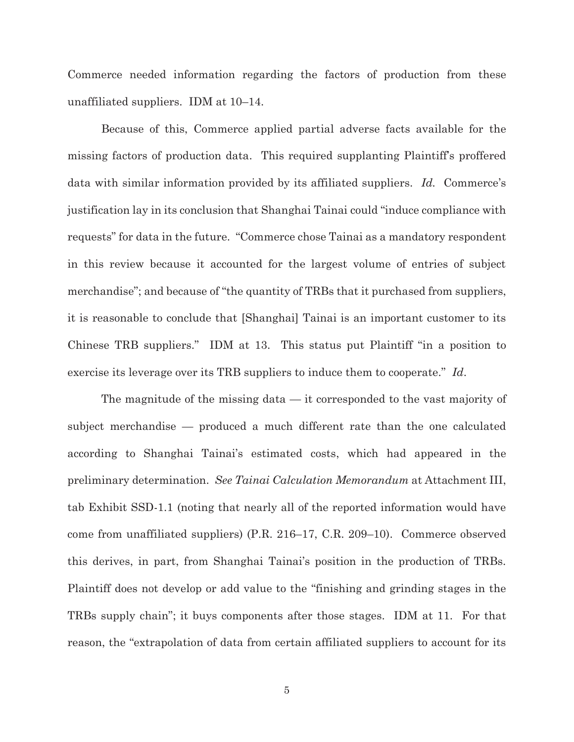Commerce needed information regarding the factors of production from these unaffiliated suppliers. IDM at 10–14.

Because of this, Commerce applied partial adverse facts available for the missing factors of production data. This required supplanting Plaintiff's proffered data with similar information provided by its affiliated suppliers. *Id.* Commerce's justification lay in its conclusion that Shanghai Tainai could "induce compliance with requests" for data in the future. "Commerce chose Tainai as a mandatory respondent in this review because it accounted for the largest volume of entries of subject merchandise"; and because of "the quantity of TRBs that it purchased from suppliers, it is reasonable to conclude that [Shanghai] Tainai is an important customer to its Chinese TRB suppliers." IDM at 13. This status put Plaintiff "in a position to exercise its leverage over its TRB suppliers to induce them to cooperate." *Id*.

The magnitude of the missing data — it corresponded to the vast majority of subject merchandise — produced a much different rate than the one calculated according to Shanghai Tainai's estimated costs, which had appeared in the preliminary determination. *See Tainai Calculation Memorandum* at Attachment III, tab Exhibit SSD-1.1 (noting that nearly all of the reported information would have come from unaffiliated suppliers) (P.R. 216–17, C.R. 209–10). Commerce observed this derives, in part, from Shanghai Tainai's position in the production of TRBs. Plaintiff does not develop or add value to the "finishing and grinding stages in the TRBs supply chain"; it buys components after those stages. IDM at 11. For that reason, the "extrapolation of data from certain affiliated suppliers to account for its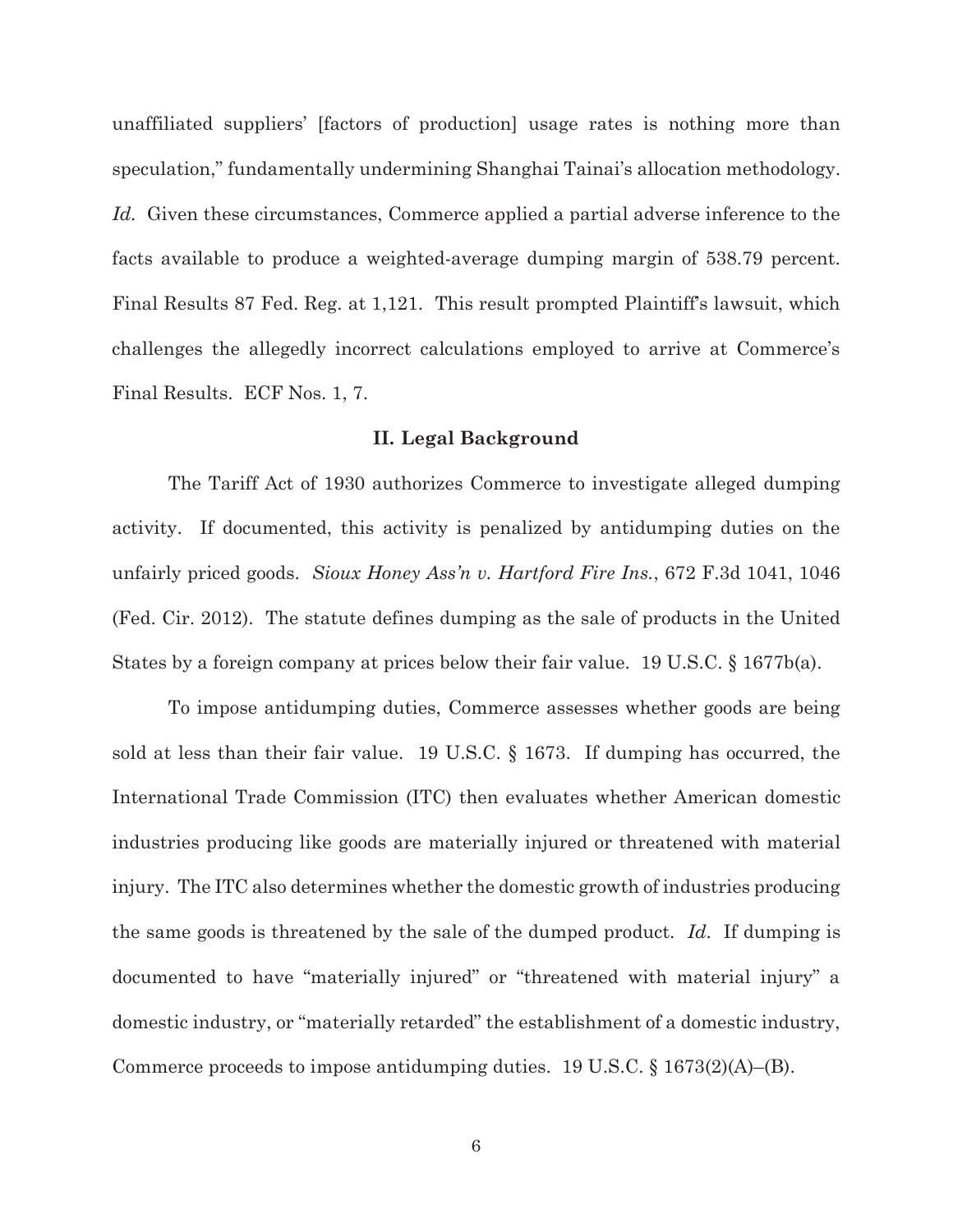unaffiliated suppliers' [factors of production] usage rates is nothing more than speculation," fundamentally undermining Shanghai Tainai's allocation methodology. *Id.* Given these circumstances, Commerce applied a partial adverse inference to the facts available to produce a weighted-average dumping margin of 538.79 percent. Final Results 87 Fed. Reg. at 1,121. This result prompted Plaintiff's lawsuit, which challenges the allegedly incorrect calculations employed to arrive at Commerce's Final Results. ECF Nos. 1, 7.

## II. Legal Background

The Tariff Act of 1930 authorizes Commerce to investigate alleged dumping activity. If documented, this activity is penalized by antidumping duties on the unfairly priced goods. *Sioux Honey Ass'n v. Hartford Fire Ins.*, 672 F.3d 1041, 1046 (Fed. Cir. 2012). The statute defines dumping as the sale of products in the United States by a foreign company at prices below their fair value. 19 U.S.C. § 1677b(a).

To impose antidumping duties, Commerce assesses whether goods are being sold at less than their fair value. 19 U.S.C. § 1673. If dumping has occurred, the International Trade Commission (ITC) then evaluates whether American domestic industries producing like goods are materially injured or threatened with material injury. The ITC also determines whether the domestic growth of industries producing the same goods is threatened by the sale of the dumped product. *Id.* If dumping is documented to have "materially injured" or "threatened with material injury" a domestic industry, or "materially retarded" the establishment of a domestic industry, Commerce proceeds to impose antidumping duties. 19 U.S.C. § 1673(2)(A)–(B).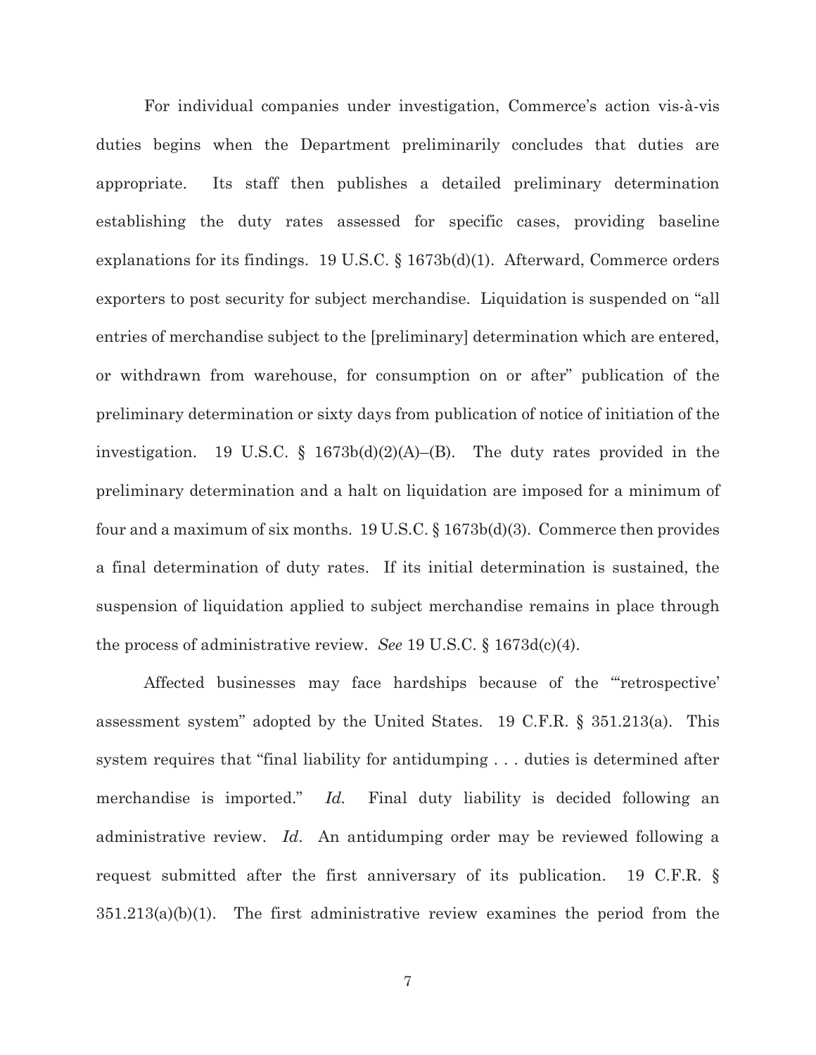For individual companies under investigation, Commerce's action vis-à-vis duties begins when the Department preliminarily concludes that duties are appropriate. Its staff then publishes a detailed preliminary determination establishing the duty rates assessed for specific cases, providing baseline explanations for its findings. 19 U.S.C. § 1673b(d)(1). Afterward, Commerce orders exporters to post security for subject merchandise. Liquidation is suspended on "all entries of merchandise subject to the [preliminary] determination which are entered, or withdrawn from warehouse, for consumption on or after" publication of the preliminary determination or sixty days from publication of notice of initiation of the investigation. 19 U.S.C. § 1673b(d)(2)(A)–(B). The duty rates provided in the preliminary determination and a halt on liquidation are imposed for a minimum of four and a maximum of six months. 19 U.S.C. § 1673b(d)(3). Commerce then provides a final determination of duty rates. If its initial determination is sustained, the suspension of liquidation applied to subject merchandise remains in place through the process of administrative review. *See* 19 U.S.C. § 1673d(c)(4).

Affected businesses may face hardships because of the "'retrospective' assessment system" adopted by the United States. 19 C.F.R. § 351.213(a). This system requires that "final liability for antidumping . . . duties is determined after merchandise is imported." *Id.* Final duty liability is decided following an administrative review. *Id.* An antidumping order may be reviewed following a request submitted after the first anniversary of its publication. 19 C.F.R. § 351.213(a)(b)(1). The first administrative review examines the period from the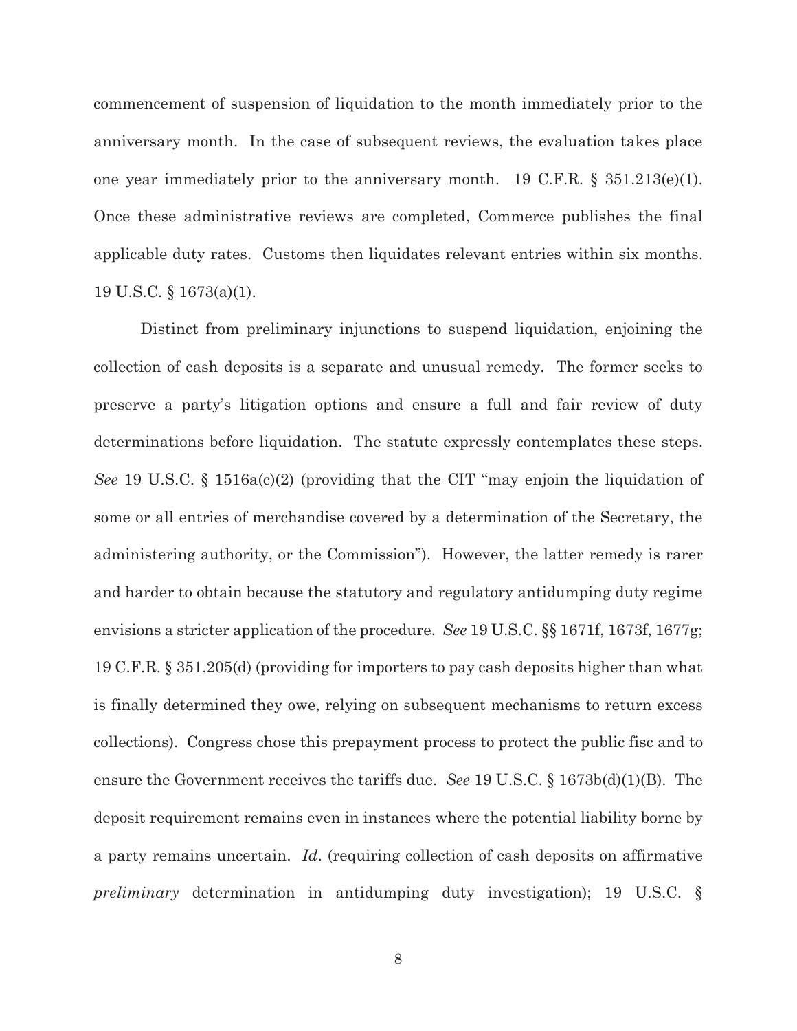commencement of suspension of liquidation to the month immediately prior to the anniversary month. In the case of subsequent reviews, the evaluation takes place one year immediately prior to the anniversary month. 19 C.F.R. § 351.213(e)(1). Once these administrative reviews are completed, Commerce publishes the final applicable duty rates. Customs then liquidates relevant entries within six months. 19 U.S.C. § 1673(a)(1).

Distinct from preliminary injunctions to suspend liquidation, enjoining the collection of cash deposits is a separate and unusual remedy. The former seeks to preserve a party's litigation options and ensure a full and fair review of duty determinations before liquidation. The statute expressly contemplates these steps. *See* 19 U.S.C. § 1516a(c)(2) (providing that the CIT "may enjoin the liquidation of some or all entries of merchandise covered by a determination of the Secretary, the administering authority, or the Commission"). However, the latter remedy is rarer and harder to obtain because the statutory and regulatory antidumping duty regime envisions a stricter application of the procedure. *See* 19 U.S.C. §§ 1671f, 1673f, 1677g; 19 C.F.R. § 351.205(d) (providing for importers to pay cash deposits higher than what is finally determined they owe, relying on subsequent mechanisms to return excess collections). Congress chose this prepayment process to protect the public fisc and to ensure the Government receives the tariffs due. *See* 19 U.S.C. § 1673b(d)(1)(B). The deposit requirement remains even in instances where the potential liability borne by a party remains uncertain. *Id*. (requiring collection of cash deposits on affirmative *preliminary* determination in antidumping duty investigation); 19 U.S.C. §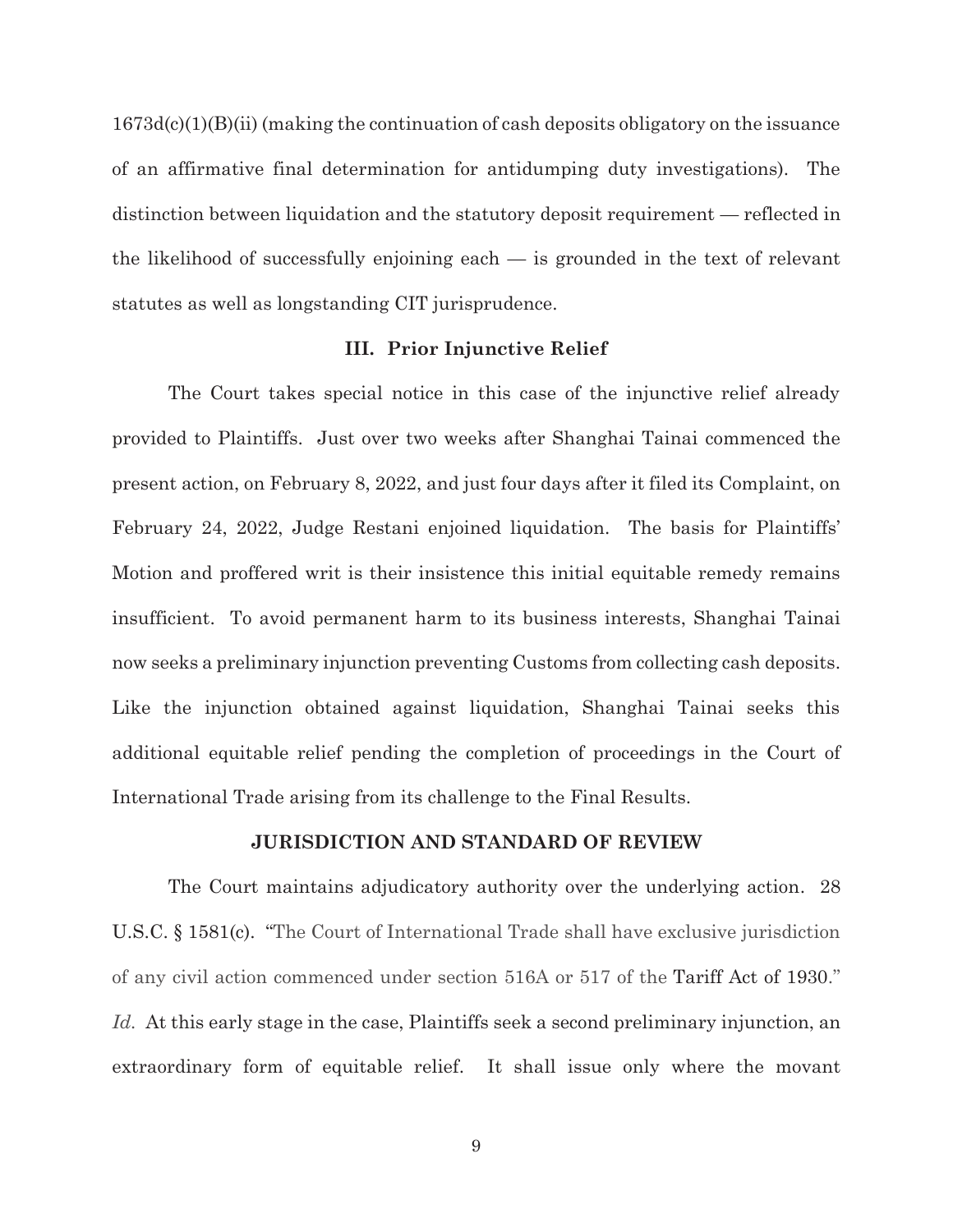1673d(c)(1)(B)(ii) (making the continuation of cash deposits obligatory on the issuance of an affirmative final determination for antidumping duty investigations). The distinction between liquidation and the statutory deposit requirement — reflected in the likelihood of successfully enjoining each — is grounded in the text of relevant statutes as well as longstanding CIT jurisprudence.

### III. Prior Injunctive Relief

The Court takes special notice in this case of the injunctive relief already provided to Plaintiffs. Just over two weeks after Shanghai Tainai commenced the present action, on February 8, 2022, and just four days after it filed its Complaint, on February 24, 2022, Judge Restani enjoined liquidation. The basis for Plaintiffs' Motion and proffered writ is their insistence this initial equitable remedy remains insufficient. To avoid permanent harm to its business interests, Shanghai Tainai now seeks a preliminary injunction preventing Customs from collecting cash deposits. Like the injunction obtained against liquidation, Shanghai Tainai seeks this additional equitable relief pending the completion of proceedings in the Court of International Trade arising from its challenge to the Final Results.

## JURISDICTION AND STANDARD OF REVIEW

The Court maintains adjudicatory authority over the underlying action. 28 U.S.C. § 1581(c). "The Court of International Trade shall have exclusive jurisdiction of any civil action commenced under section 516A or 517 of the Tariff Act of 1930." *Id.* At this early stage in the case, Plaintiffs seek a second preliminary injunction, an extraordinary form of equitable relief. It shall issue only where the movant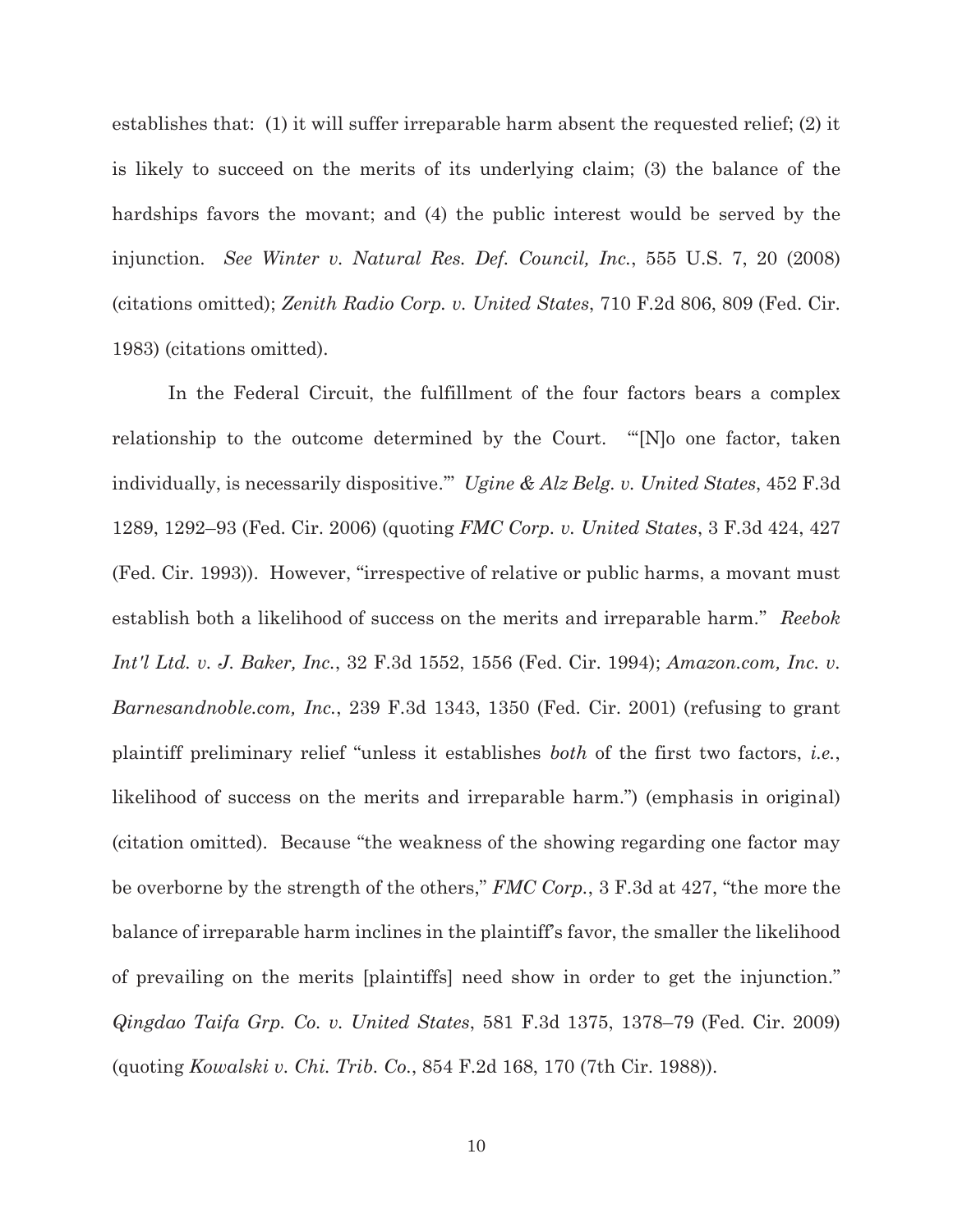establishes that: (1) it will suffer irreparable harm absent the requested relief; (2) it is likely to succeed on the merits of its underlying claim; (3) the balance of the hardships favors the movant; and (4) the public interest would be served by the injunction. *See Winter v. Natural Res. Def. Council, Inc.*, 555 U.S. 7, 20 (2008) (citations omitted); *Zenith Radio Corp. v. United States*, 710 F.2d 806, 809 (Fed. Cir. 1983) (citations omitted).

In the Federal Circuit, the fulfillment of the four factors bears a complex relationship to the outcome determined by the Court. "'[N]o one factor, taken individually, is necessarily dispositive.'" *Ugine & Alz Belg. v. United States*, 452 F.3d 1289, 1292–93 (Fed. Cir. 2006) (quoting *FMC Corp. v. United States*, 3 F.3d 424, 427 (Fed. Cir. 1993)). However, "irrespective of relative or public harms, a movant must establish both a likelihood of success on the merits and irreparable harm." *Reebok Int'l Ltd. v. J. Baker, Inc.*, 32 F.3d 1552, 1556 (Fed. Cir. 1994); *Amazon.com, Inc. v. Barnesandnoble.com, Inc.*, 239 F.3d 1343, 1350 (Fed. Cir. 2001) (refusing to grant plaintiff preliminary relief "unless it establishes *both* of the first two factors, *i.e.*, likelihood of success on the merits and irreparable harm.") (emphasis in original) (citation omitted). Because "the weakness of the showing regarding one factor may be overborne by the strength of the others," *FMC Corp.*, 3 F.3d at 427, "the more the balance of irreparable harm inclines in the plaintiff's favor, the smaller the likelihood of prevailing on the merits [plaintiffs] need show in order to get the injunction." *Qingdao Taifa Grp. Co. v. United States*, 581 F.3d 1375, 1378–79 (Fed. Cir. 2009) (quoting *Kowalski v. Chi. Trib. Co.*, 854 F.2d 168, 170 (7th Cir. 1988)).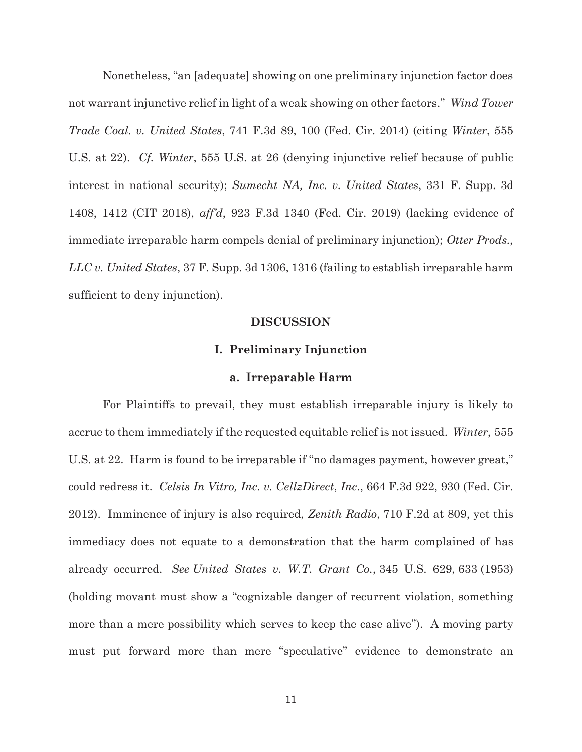Nonetheless, "an [adequate] showing on one preliminary injunction factor does not warrant injunctive relief in light of a weak showing on other factors." *Wind Tower Trade Coal. v. United States*, 741 F.3d 89, 100 (Fed. Cir. 2014) (citing *Winter*, 555 U.S. at 22). *Cf. Winter*, 555 U.S. at 26 (denying injunctive relief because of public interest in national security); *Sumecht NA, Inc. v. United States*, 331 F. Supp. 3d 1408, 1412 (CIT 2018), *aff'd*, 923 F.3d 1340 (Fed. Cir. 2019) (lacking evidence of immediate irreparable harm compels denial of preliminary injunction); *Otter Prods., LLC v. United States*, 37 F. Supp. 3d 1306, 1316 (failing to establish irreparable harm sufficient to deny injunction).

## DISCUSSION

### I. Preliminary Injunction

#### a. Irreparable Harm

For Plaintiffs to prevail, they must establish irreparable injury is likely to accrue to them immediately if the requested equitable relief is not issued. *Winter*, 555 U.S. at 22. Harm is found to be irreparable if "no damages payment, however great," could redress it. *Celsis In Vitro, Inc. v. CellzDirect, Inc.*, 664 F.3d 922, 930 (Fed. Cir. 2012). Imminence of injury is also required, *Zenith Radio*, 710 F.2d at 809, yet this immediacy does not equate to a demonstration that the harm complained of has already occurred. *See United States v. W.T. Grant Co.*, 345 U.S. 629, 633 (1953) (holding movant must show a "cognizable danger of recurrent violation, something more than a mere possibility which serves to keep the case alive"). A moving party must put forward more than mere "speculative" evidence to demonstrate an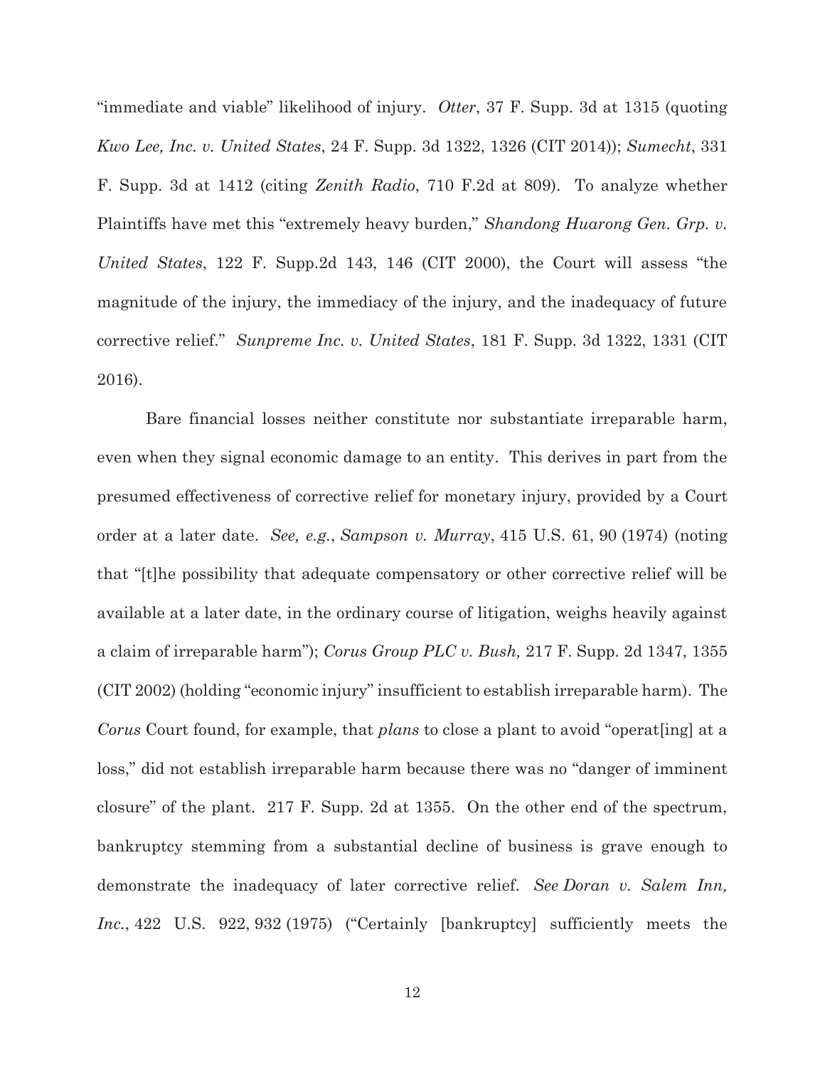"immediate and viable" likelihood of injury. *Otter*, 37 F. Supp. 3d at 1315 (quoting *Kwo Lee, Inc. v. United States*, 24 F. Supp. 3d 1322, 1326 (CIT 2014)); *Sumecht*, 331 F. Supp. 3d at 1412 (citing *Zenith Radio*, 710 F.2d at 809). To analyze whether Plaintiffs have met this "extremely heavy burden," *Shandong Huarong Gen. Grp. v. United States*, 122 F. Supp.2d 143, 146 (CIT 2000), the Court will assess "the magnitude of the injury, the immediacy of the injury, and the inadequacy of future corrective relief." *Sunpreme Inc. v. United States*, 181 F. Supp. 3d 1322, 1331 (CIT 2016).

Bare financial losses neither constitute nor substantiate irreparable harm, even when they signal economic damage to an entity. This derives in part from the presumed effectiveness of corrective relief for monetary injury, provided by a Court order at a later date. *See, e.g.*, *Sampson v. Murray*, 415 U.S. 61, 90 (1974) (noting that "[t]he possibility that adequate compensatory or other corrective relief will be available at a later date, in the ordinary course of litigation, weighs heavily against a claim of irreparable harm"); *Corus Group PLC v. Bush,* 217 F. Supp. 2d 1347, 1355 (CIT 2002) (holding "economic injury" insufficient to establish irreparable harm). The *Corus* Court found, for example, that *plans* to close a plant to avoid "operat[ing] at a loss," did not establish irreparable harm because there was no "danger of imminent closure" of the plant. 217 F. Supp. 2d at 1355. On the other end of the spectrum, bankruptcy stemming from a substantial decline of business is grave enough to demonstrate the inadequacy of later corrective relief. *See Doran v. Salem Inn, Inc.*, 422 U.S. 922, 932 (1975) ("Certainly [bankruptcy] sufficiently meets the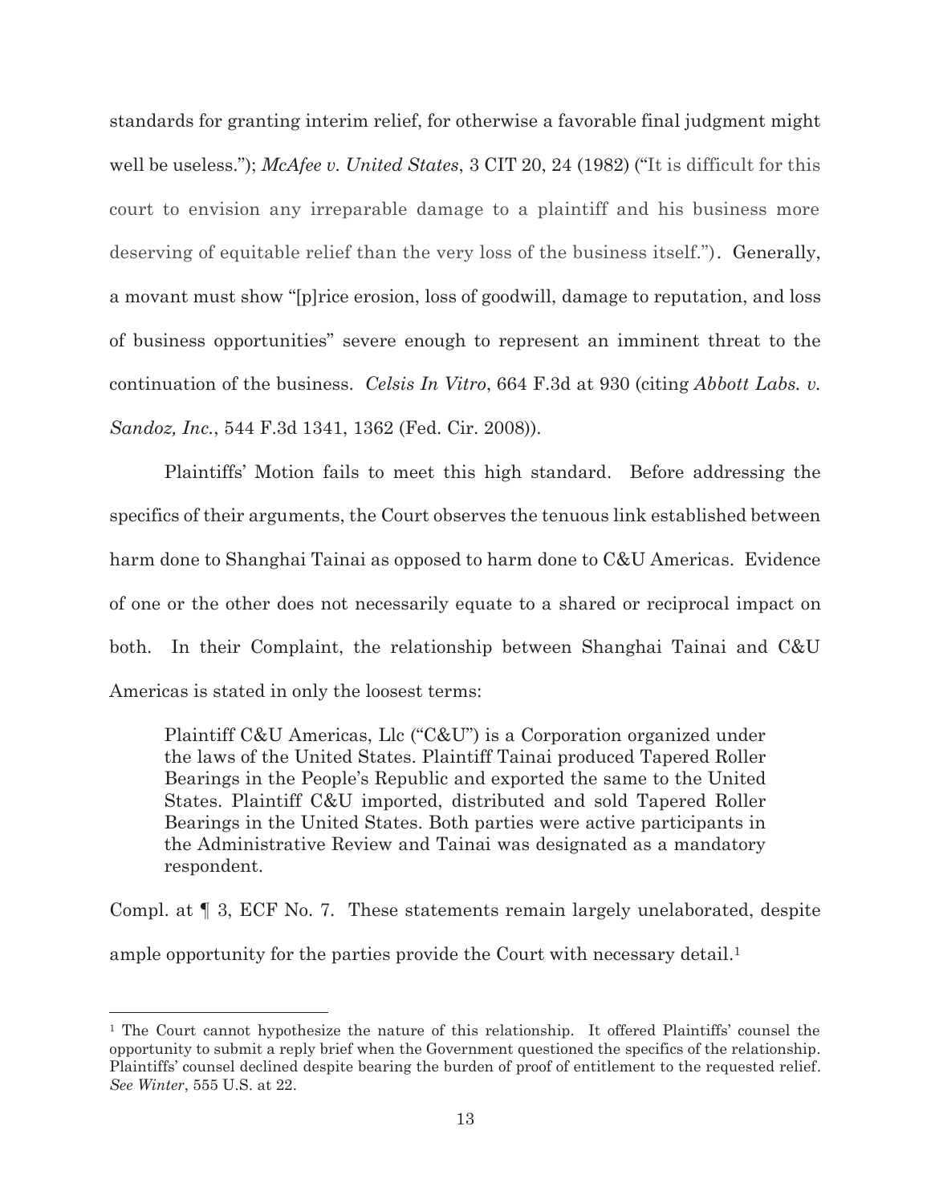standards for granting interim relief, for otherwise a favorable final judgment might well be useless."); *McAfee v. United States*, 3 CIT 20, 24 (1982) ("It is difficult for this court to envision any irreparable damage to a plaintiff and his business more deserving of equitable relief than the very loss of the business itself."). Generally, a movant must show "[p]rice erosion, loss of goodwill, damage to reputation, and loss of business opportunities" severe enough to represent an imminent threat to the continuation of the business. *Celsis In Vitro*, 664 F.3d at 930 (citing *Abbott Labs. v. Sandoz, Inc.*, 544 F.3d 1341, 1362 (Fed. Cir. 2008)).

Plaintiffs' Motion fails to meet this high standard. Before addressing the specifics of their arguments, the Court observes the tenuous link established between harm done to Shanghai Tainai as opposed to harm done to C&U Americas. Evidence of one or the other does not necessarily equate to a shared or reciprocal impact on both. In their Complaint, the relationship between Shanghai Tainai and C&U Americas is stated in only the loosest terms:

> Plaintiff C&U Americas, Llc ("C&U") is a Corporation organized under the laws of the United States. Plaintiff Tainai produced Tapered Roller Bearings in the People's Republic and exported the same to the United States. Plaintiff C&U imported, distributed and sold Tapered Roller Bearings in the United States. Both parties were active participants in the Administrative Review and Tainai was designated as a mandatory respondent.

Compl. at ¶ 3, ECF No. 7. These statements remain largely unelaborated, despite ample opportunity for the parties provide the Court with necessary detail.[1]

---

[1] The Court cannot hypothesize the nature of this relationship. It offered Plaintiffs' counsel the opportunity to submit a reply brief when the Government questioned the specifics of the relationship. Plaintiffs' counsel declined despite bearing the burden of proof of entitlement to the requested relief. *See Winter*, 555 U.S. at 22.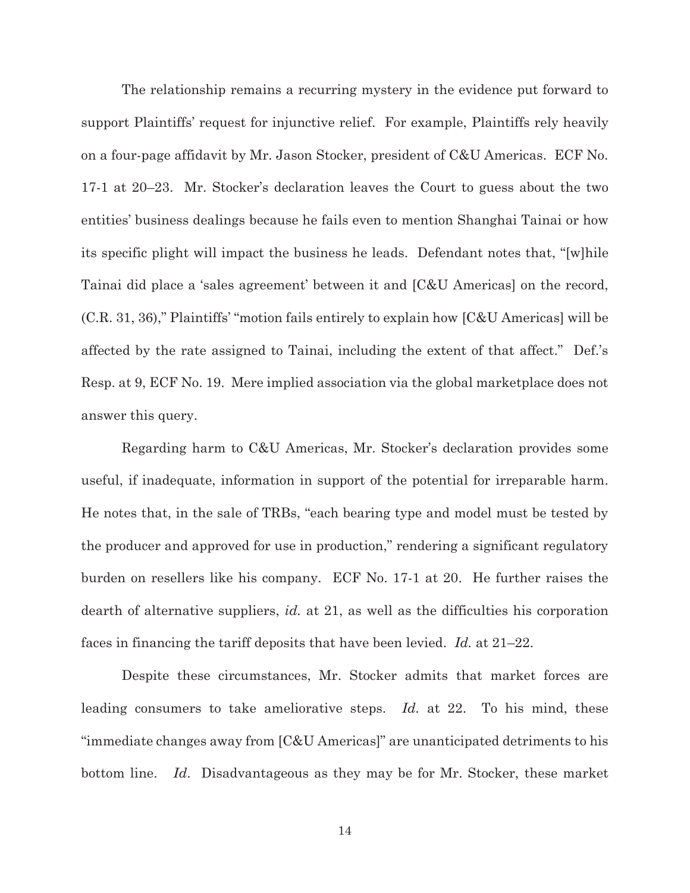The relationship remains a recurring mystery in the evidence put forward to support Plaintiffs' request for injunctive relief. For example, Plaintiffs rely heavily on a four-page affidavit by Mr. Jason Stocker, president of C&U Americas. ECF No. 17-1 at 20–23. Mr. Stocker's declaration leaves the Court to guess about the two entities' business dealings because he fails even to mention Shanghai Tainai or how its specific plight will impact the business he leads. Defendant notes that, "[w]hile Tainai did place a 'sales agreement' between it and [C&U Americas] on the record, (C.R. 31, 36)," Plaintiffs' "motion fails entirely to explain how [C&U Americas] will be affected by the rate assigned to Tainai, including the extent of that affect." Def.'s Resp. at 9, ECF No. 19. Mere implied association via the global marketplace does not answer this query.

Regarding harm to C&U Americas, Mr. Stocker's declaration provides some useful, if inadequate, information in support of the potential for irreparable harm. He notes that, in the sale of TRBs, "each bearing type and model must be tested by the producer and approved for use in production," rendering a significant regulatory burden on resellers like his company. ECF No. 17-1 at 20. He further raises the dearth of alternative suppliers, *id.* at 21, as well as the difficulties his corporation faces in financing the tariff deposits that have been levied. *Id.* at 21–22.

Despite these circumstances, Mr. Stocker admits that market forces are leading consumers to take ameliorative steps. *Id.* at 22. To his mind, these "immediate changes away from [C&U Americas]" are unanticipated detriments to his bottom line. *Id*. Disadvantageous as they may be for Mr. Stocker, these market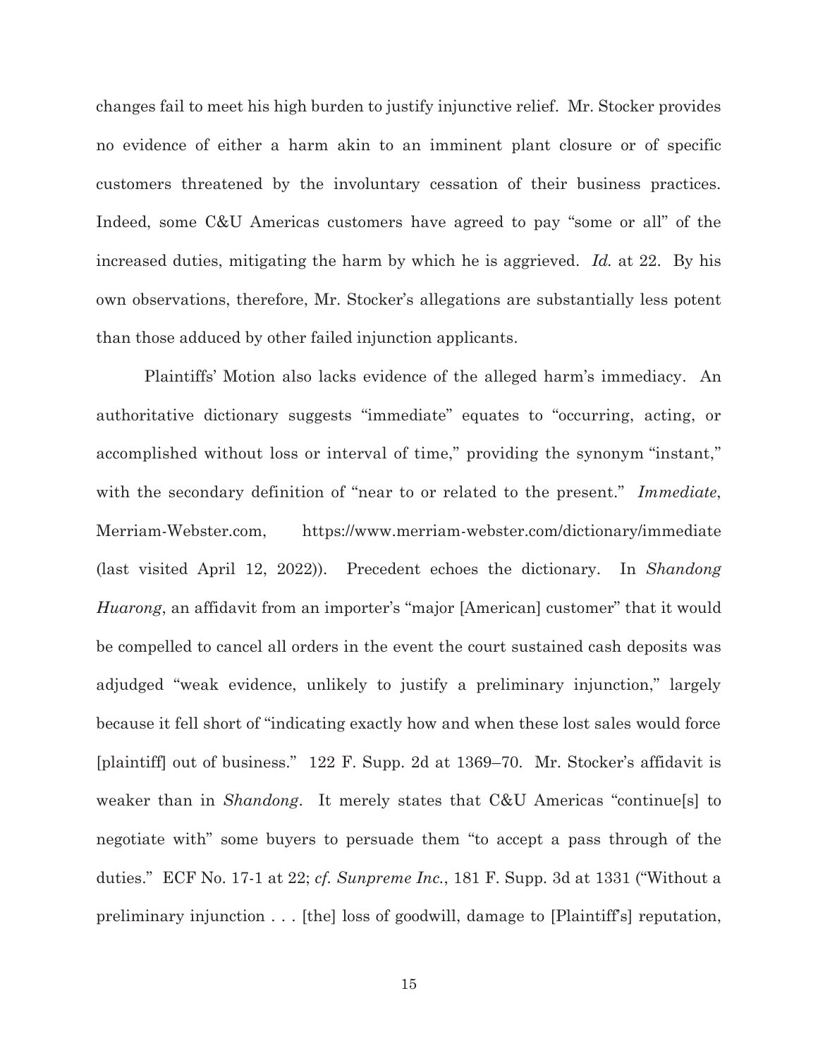changes fail to meet his high burden to justify injunctive relief. Mr. Stocker provides no evidence of either a harm akin to an imminent plant closure or of specific customers threatened by the involuntary cessation of their business practices. Indeed, some C&U Americas customers have agreed to pay "some or all" of the increased duties, mitigating the harm by which he is aggrieved. *Id.* at 22. By his own observations, therefore, Mr. Stocker's allegations are substantially less potent than those adduced by other failed injunction applicants.

Plaintiffs' Motion also lacks evidence of the alleged harm's immediacy. An authoritative dictionary suggests "immediate" equates to "occurring, acting, or accomplished without loss or interval of time," providing the synonym "instant," with the secondary definition of "near to or related to the present." *Immediate*, Merriam-Webster.com, https://www.merriam-webster.com/dictionary/immediate (last visited April 12, 2022)). Precedent echoes the dictionary. In *Shandong Huarong*, an affidavit from an importer's "major [American] customer" that it would be compelled to cancel all orders in the event the court sustained cash deposits was adjudged "weak evidence, unlikely to justify a preliminary injunction," largely because it fell short of "indicating exactly how and when these lost sales would force [plaintiff] out of business." 122 F. Supp. 2d at 1369–70. Mr. Stocker's affidavit is weaker than in *Shandong*. It merely states that C&U Americas "continue[s] to negotiate with" some buyers to persuade them "to accept a pass through of the duties." ECF No. 17-1 at 22; *cf. Sunpreme Inc.*, 181 F. Supp. 3d at 1331 ("Without a preliminary injunction . . . [the] loss of goodwill, damage to [Plaintiff's] reputation,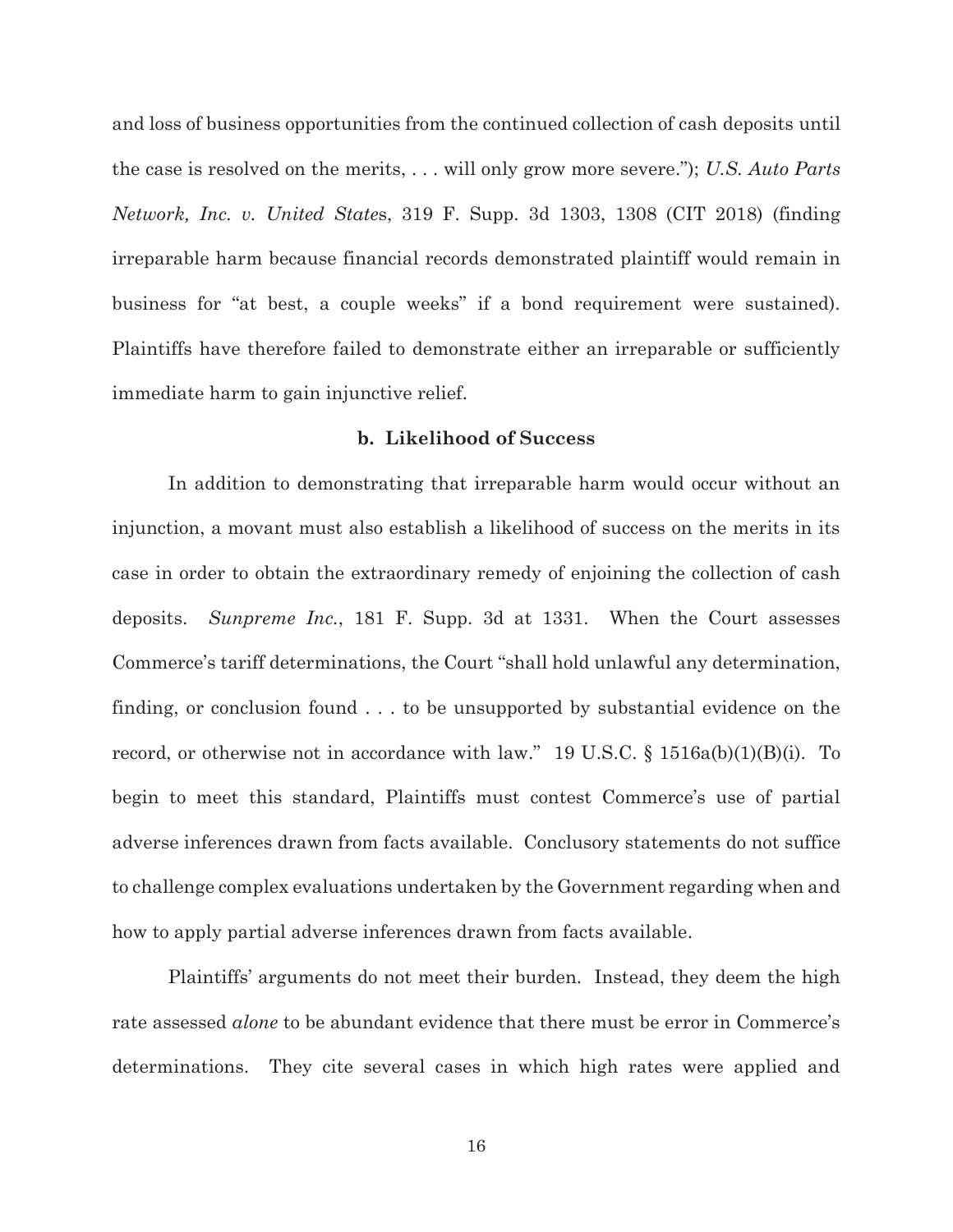and loss of business opportunities from the continued collection of cash deposits until the case is resolved on the merits, . . . will only grow more severe."); *U.S. Auto Parts Network, Inc. v. United States*, 319 F. Supp. 3d 1303, 1308 (CIT 2018) (finding irreparable harm because financial records demonstrated plaintiff would remain in business for "at best, a couple weeks" if a bond requirement were sustained). Plaintiffs have therefore failed to demonstrate either an irreparable or sufficiently immediate harm to gain injunctive relief.

**b. Likelihood of Success**

In addition to demonstrating that irreparable harm would occur without an injunction, a movant must also establish a likelihood of success on the merits in its case in order to obtain the extraordinary remedy of enjoining the collection of cash deposits. *Sunpreme Inc.*, 181 F. Supp. 3d at 1331. When the Court assesses Commerce's tariff determinations, the Court "shall hold unlawful any determination, finding, or conclusion found . . . to be unsupported by substantial evidence on the record, or otherwise not in accordance with law." 19 U.S.C. § 1516a(b)(1)(B)(i). To begin to meet this standard, Plaintiffs must contest Commerce's use of partial adverse inferences drawn from facts available. Conclusory statements do not suffice to challenge complex evaluations undertaken by the Government regarding when and how to apply partial adverse inferences drawn from facts available.

Plaintiffs' arguments do not meet their burden. Instead, they deem the high rate assessed *alone* to be abundant evidence that there must be error in Commerce's determinations. They cite several cases in which high rates were applied and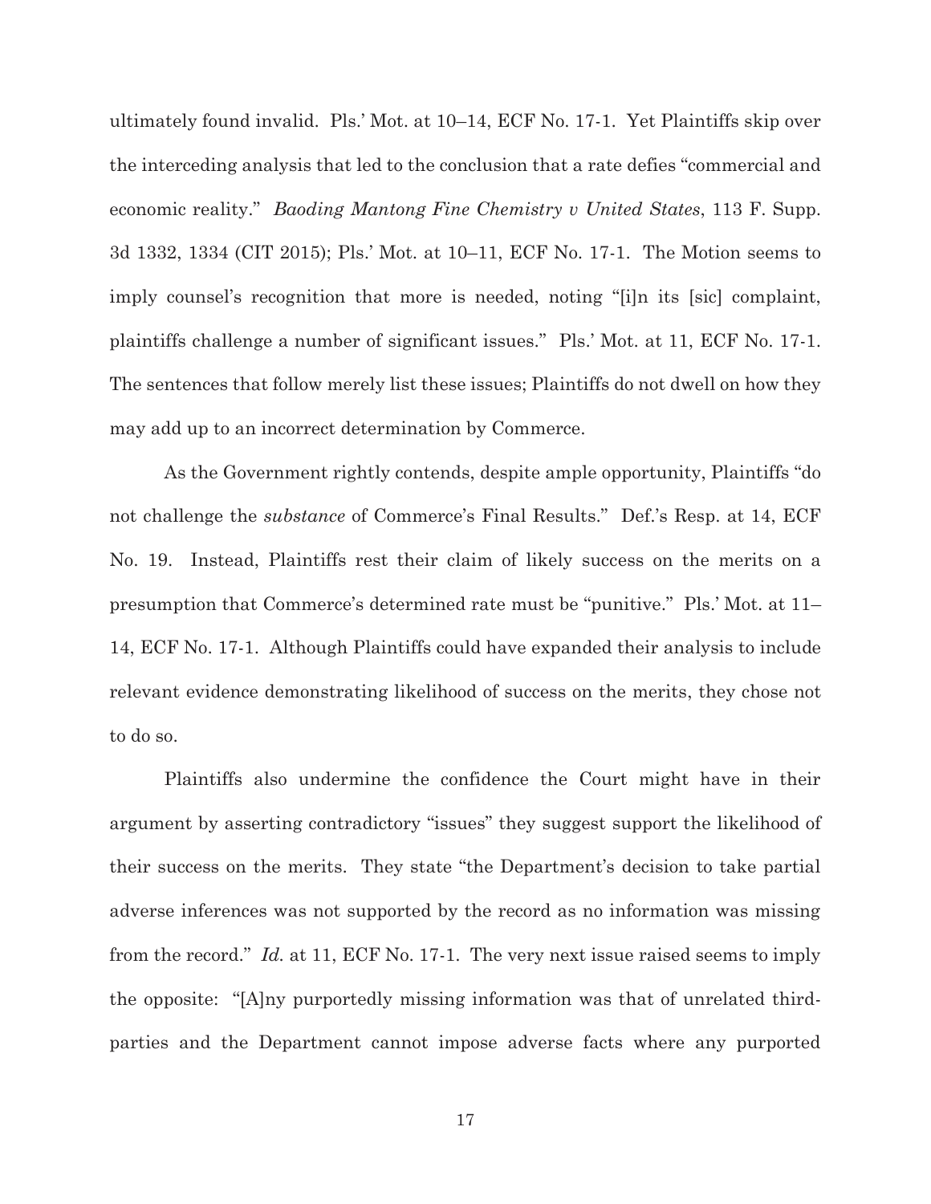ultimately found invalid. Pls.' Mot. at 10–14, ECF No. 17-1. Yet Plaintiffs skip over the interceding analysis that led to the conclusion that a rate defies "commercial and economic reality." *Baoding Mantong Fine Chemistry v United States*, 113 F. Supp. 3d 1332, 1334 (CIT 2015); Pls.' Mot. at 10–11, ECF No. 17-1. The Motion seems to imply counsel's recognition that more is needed, noting "[i]n its [sic] complaint, plaintiffs challenge a number of significant issues." Pls.' Mot. at 11, ECF No. 17-1. The sentences that follow merely list these issues; Plaintiffs do not dwell on how they may add up to an incorrect determination by Commerce.

As the Government rightly contends, despite ample opportunity, Plaintiffs "do not challenge the *substance* of Commerce's Final Results." Def.'s Resp. at 14, ECF No. 19. Instead, Plaintiffs rest their claim of likely success on the merits on a presumption that Commerce's determined rate must be "punitive." Pls.' Mot. at 11–14, ECF No. 17-1. Although Plaintiffs could have expanded their analysis to include relevant evidence demonstrating likelihood of success on the merits, they chose not to do so.

Plaintiffs also undermine the confidence the Court might have in their argument by asserting contradictory "issues" they suggest support the likelihood of their success on the merits. They state "the Department's decision to take partial adverse inferences was not supported by the record as no information was missing from the record." *Id.* at 11, ECF No. 17-1. The very next issue raised seems to imply the opposite: "[A]ny purportedly missing information was that of unrelated third-parties and the Department cannot impose adverse facts where any purported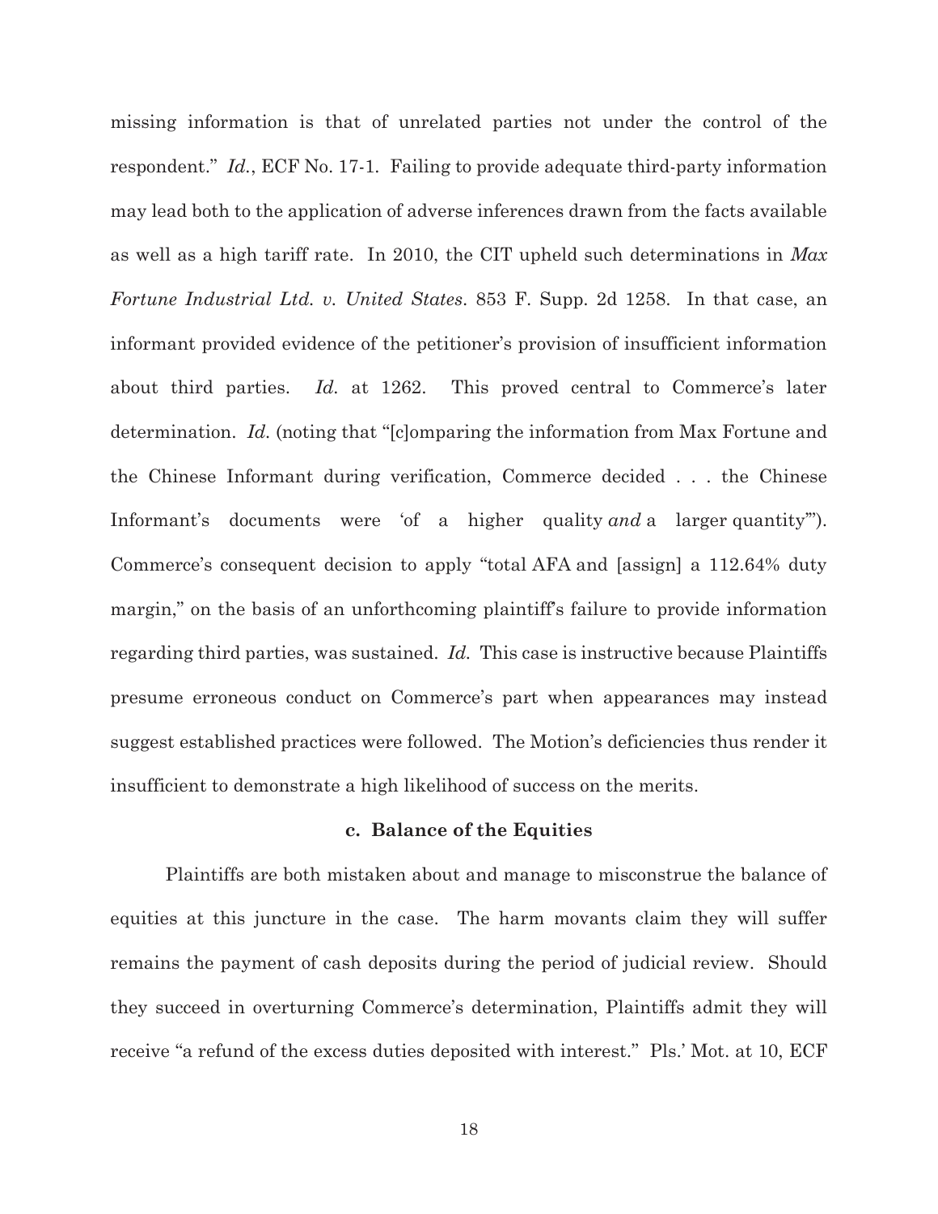missing information is that of unrelated parties not under the control of the respondent." *Id.*, ECF No. 17-1. Failing to provide adequate third-party information may lead both to the application of adverse inferences drawn from the facts available as well as a high tariff rate. In 2010, the CIT upheld such determinations in *Max Fortune Industrial Ltd. v. United States*. 853 F. Supp. 2d 1258. In that case, an informant provided evidence of the petitioner's provision of insufficient information about third parties. *Id.* at 1262. This proved central to Commerce's later determination. *Id.* (noting that "[c]omparing the information from Max Fortune and the Chinese Informant during verification, Commerce decided . . . the Chinese Informant's documents were 'of a higher quality *and* a larger quantity'"). Commerce's consequent decision to apply "total AFA and [assign] a 112.64% duty margin," on the basis of an unforthcoming plaintiff's failure to provide information regarding third parties, was sustained. *Id.* This case is instructive because Plaintiffs presume erroneous conduct on Commerce's part when appearances may instead suggest established practices were followed. The Motion's deficiencies thus render it insufficient to demonstrate a high likelihood of success on the merits.

**c. Balance of the Equities**

Plaintiffs are both mistaken about and manage to misconstrue the balance of equities at this juncture in the case. The harm movants claim they will suffer remains the payment of cash deposits during the period of judicial review. Should they succeed in overturning Commerce's determination, Plaintiffs admit they will receive "a refund of the excess duties deposited with interest." Pls.' Mot. at 10, ECF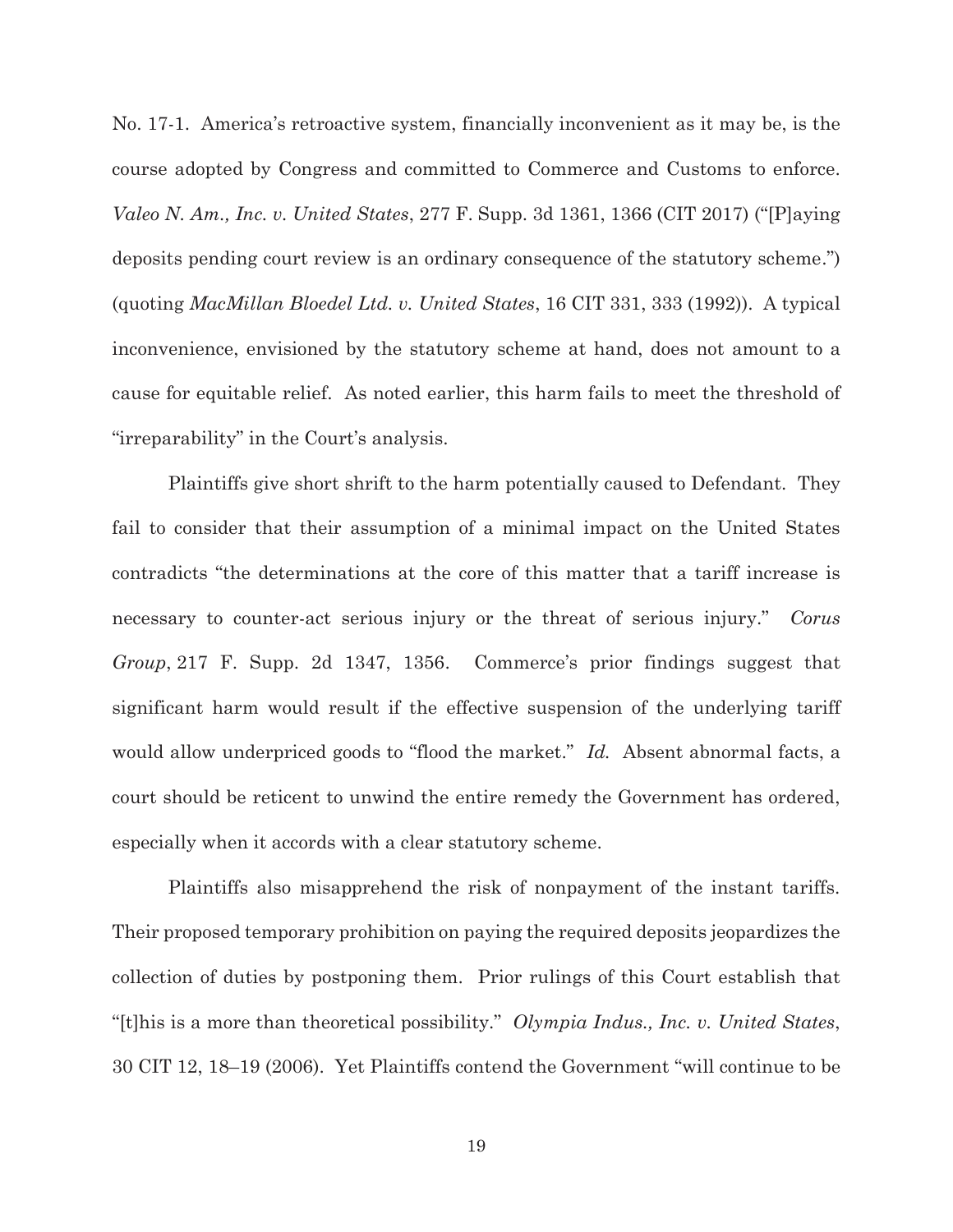No. 17-1. America's retroactive system, financially inconvenient as it may be, is the course adopted by Congress and committed to Commerce and Customs to enforce. *Valeo N. Am., Inc. v. United States*, 277 F. Supp. 3d 1361, 1366 (CIT 2017) ("[P]aying deposits pending court review is an ordinary consequence of the statutory scheme.") (quoting *MacMillan Bloedel Ltd. v. United States*, 16 CIT 331, 333 (1992)). A typical inconvenience, envisioned by the statutory scheme at hand, does not amount to a cause for equitable relief. As noted earlier, this harm fails to meet the threshold of "irreparability" in the Court's analysis.

Plaintiffs give short shrift to the harm potentially caused to Defendant. They fail to consider that their assumption of a minimal impact on the United States contradicts "the determinations at the core of this matter that a tariff increase is necessary to counter-act serious injury or the threat of serious injury." *Corus Group*, 217 F. Supp. 2d 1347, 1356. Commerce's prior findings suggest that significant harm would result if the effective suspension of the underlying tariff would allow underpriced goods to "flood the market." *Id.* Absent abnormal facts, a court should be reticent to unwind the entire remedy the Government has ordered, especially when it accords with a clear statutory scheme.

Plaintiffs also misapprehend the risk of nonpayment of the instant tariffs. Their proposed temporary prohibition on paying the required deposits jeopardizes the collection of duties by postponing them. Prior rulings of this Court establish that "[t]his is a more than theoretical possibility." *Olympia Indus., Inc. v. United States*, 30 CIT 12, 18–19 (2006). Yet Plaintiffs contend the Government "will continue to be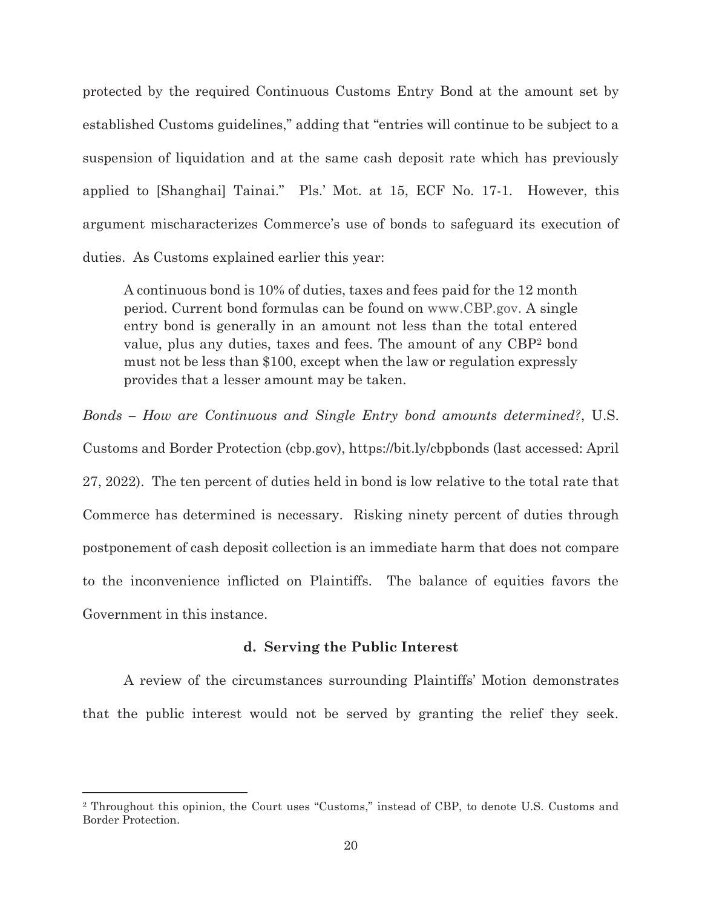protected by the required Continuous Customs Entry Bond at the amount set by established Customs guidelines," adding that "entries will continue to be subject to a suspension of liquidation and at the same cash deposit rate which has previously applied to [Shanghai] Tainai." Pls.' Mot. at 15, ECF No. 17-1. However, this argument mischaracterizes Commerce's use of bonds to safeguard its execution of duties. As Customs explained earlier this year:

> A continuous bond is 10% of duties, taxes and fees paid for the 12 month period. Current bond formulas can be found on www.CBP.gov. A single entry bond is generally in an amount not less than the total entered value, plus any duties, taxes and fees. The amount of any CBP[2] bond must not be less than $100, except when the law or regulation expressly provides that a lesser amount may be taken.

*Bonds – How are Continuous and Single Entry bond amounts determined?*, U.S. Customs and Border Protection (cbp.gov), https://bit.ly/cbpbonds (last accessed: April 27, 2022). The ten percent of duties held in bond is low relative to the total rate that Commerce has determined is necessary. Risking ninety percent of duties through postponement of cash deposit collection is an immediate harm that does not compare to the inconvenience inflicted on Plaintiffs. The balance of equities favors the Government in this instance.

**d. Serving the Public Interest**

A review of the circumstances surrounding Plaintiffs' Motion demonstrates that the public interest would not be served by granting the relief they seek.

---

[2] Throughout this opinion, the Court uses "Customs," instead of CBP, to denote U.S. Customs and Border Protection.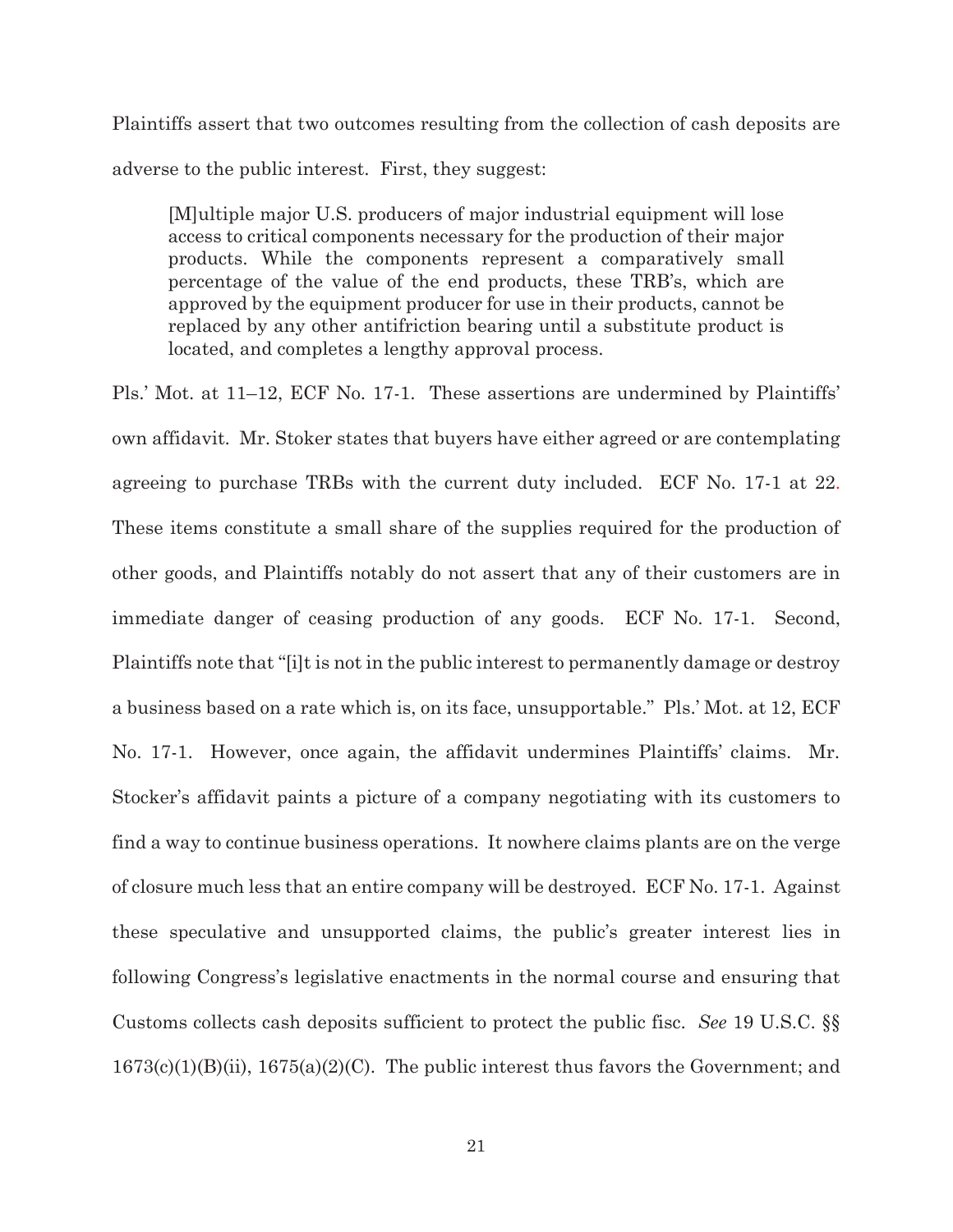Plaintiffs assert that two outcomes resulting from the collection of cash deposits are adverse to the public interest. First, they suggest:

> [M]ultiple major U.S. producers of major industrial equipment will lose access to critical components necessary for the production of their major products. While the components represent a comparatively small percentage of the value of the end products, these TRB's, which are approved by the equipment producer for use in their products, cannot be replaced by any other antifriction bearing until a substitute product is located, and completes a lengthy approval process.

Pls.' Mot. at 11–12, ECF No. 17-1. These assertions are undermined by Plaintiffs' own affidavit. Mr. Stoker states that buyers have either agreed or are contemplating agreeing to purchase TRBs with the current duty included. ECF No. 17-1 at 22. These items constitute a small share of the supplies required for the production of other goods, and Plaintiffs notably do not assert that any of their customers are in immediate danger of ceasing production of any goods. ECF No. 17-1. Second, Plaintiffs note that "[i]t is not in the public interest to permanently damage or destroy a business based on a rate which is, on its face, unsupportable." Pls.' Mot. at 12, ECF No. 17-1. However, once again, the affidavit undermines Plaintiffs' claims. Mr. Stocker's affidavit paints a picture of a company negotiating with its customers to find a way to continue business operations. It nowhere claims plants are on the verge of closure much less that an entire company will be destroyed. ECF No. 17-1. Against these speculative and unsupported claims, the public's greater interest lies in following Congress's legislative enactments in the normal course and ensuring that Customs collects cash deposits sufficient to protect the public fisc. *See* 19 U.S.C. §§ 1673(c)(1)(B)(ii), 1675(a)(2)(C). The public interest thus favors the Government; and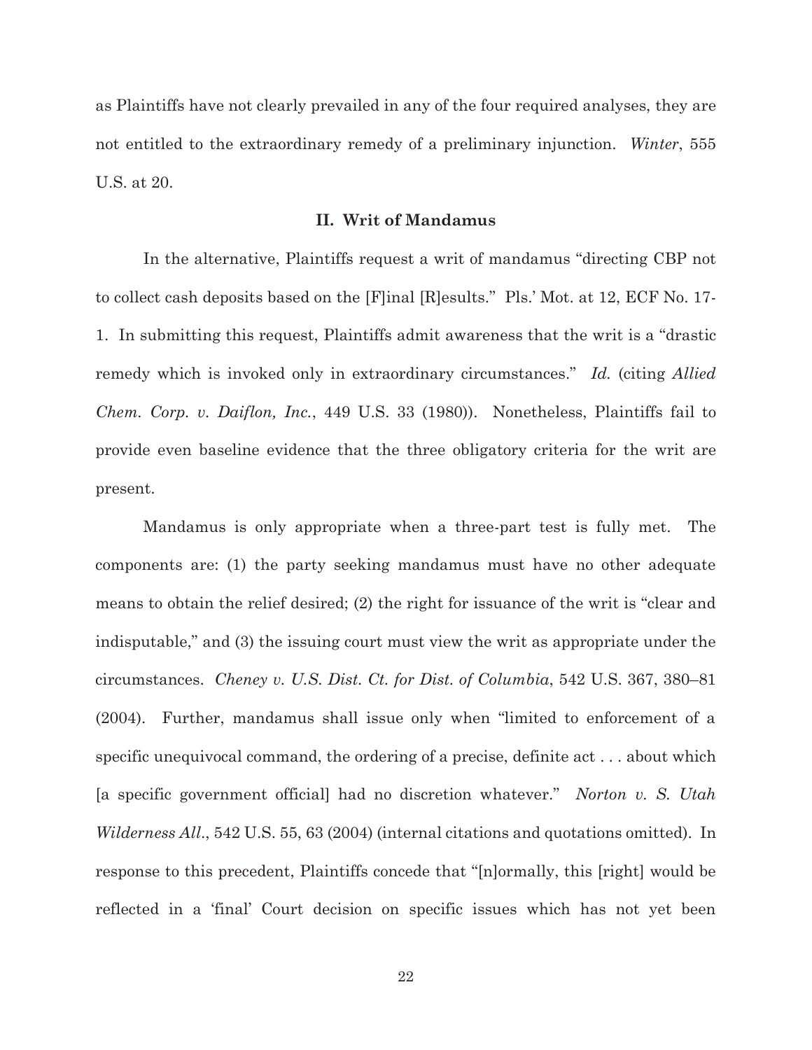as Plaintiffs have not clearly prevailed in any of the four required analyses, they are not entitled to the extraordinary remedy of a preliminary injunction. *Winter*, 555 U.S. at 20.

## II. Writ of Mandamus

In the alternative, Plaintiffs request a writ of mandamus "directing CBP not to collect cash deposits based on the [F]inal [R]esults." Pls.' Mot. at 12, ECF No. 17-1. In submitting this request, Plaintiffs admit awareness that the writ is a "drastic remedy which is invoked only in extraordinary circumstances." *Id.* (citing *Allied Chem. Corp. v. Daiflon, Inc.*, 449 U.S. 33 (1980)). Nonetheless, Plaintiffs fail to provide even baseline evidence that the three obligatory criteria for the writ are present.

Mandamus is only appropriate when a three-part test is fully met. The components are: (1) the party seeking mandamus must have no other adequate means to obtain the relief desired; (2) the right for issuance of the writ is "clear and indisputable," and (3) the issuing court must view the writ as appropriate under the circumstances. *Cheney v. U.S. Dist. Ct. for Dist. of Columbia*, 542 U.S. 367, 380–81 (2004). Further, mandamus shall issue only when "limited to enforcement of a specific unequivocal command, the ordering of a precise, definite act . . . about which [a specific government official] had no discretion whatever." *Norton v. S. Utah Wilderness All.*, 542 U.S. 55, 63 (2004) (internal citations and quotations omitted). In response to this precedent, Plaintiffs concede that "[n]ormally, this [right] would be reflected in a 'final' Court decision on specific issues which has not yet been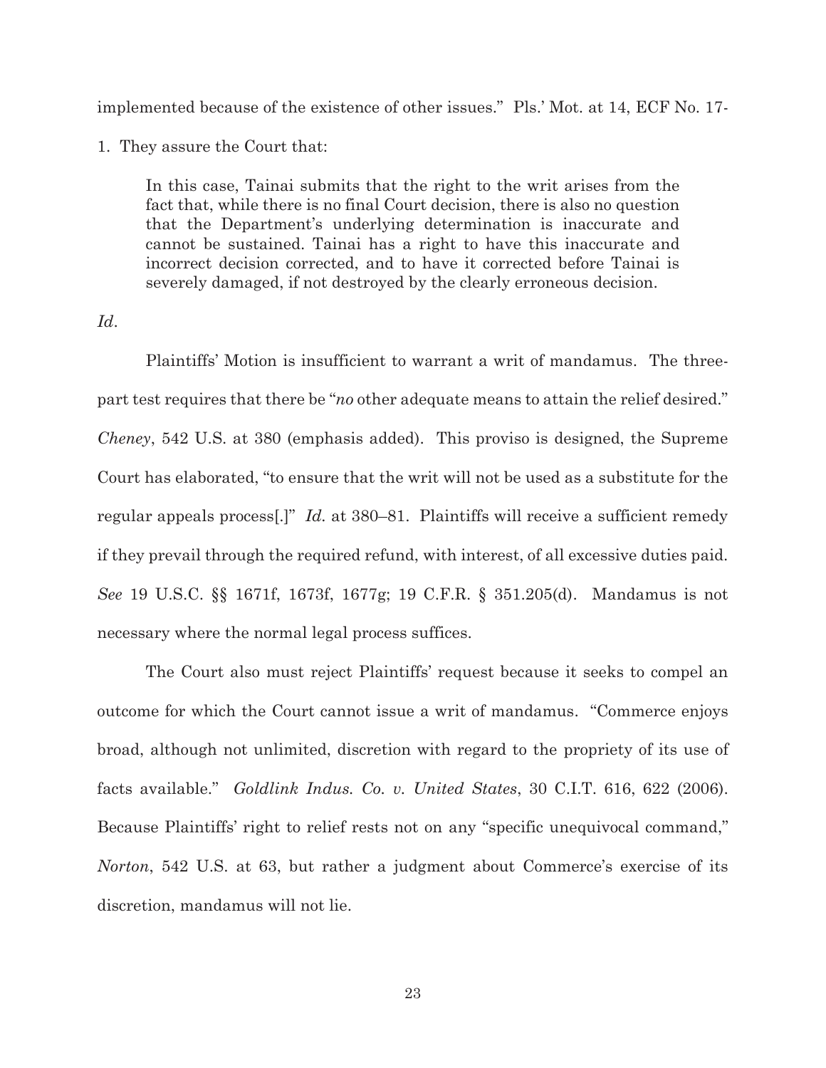implemented because of the existence of other issues." Pls.' Mot. at 14, ECF No. 17-1. They assure the Court that:

> In this case, Tainai submits that the right to the writ arises from the fact that, while there is no final Court decision, there is also no question that the Department's underlying determination is inaccurate and cannot be sustained. Tainai has a right to have this inaccurate and incorrect decision corrected, and to have it corrected before Tainai is severely damaged, if not destroyed by the clearly erroneous decision.

*Id*.

Plaintiffs' Motion is insufficient to warrant a writ of mandamus. The three-part test requires that there be "*no* other adequate means to attain the relief desired." *Cheney*, 542 U.S. at 380 (emphasis added). This proviso is designed, the Supreme Court has elaborated, "to ensure that the writ will not be used as a substitute for the regular appeals process[.]" *Id.* at 380–81. Plaintiffs will receive a sufficient remedy if they prevail through the required refund, with interest, of all excessive duties paid. *See* 19 U.S.C. §§ 1671f, 1673f, 1677g; 19 C.F.R. § 351.205(d). Mandamus is not necessary where the normal legal process suffices.

The Court also must reject Plaintiffs' request because it seeks to compel an outcome for which the Court cannot issue a writ of mandamus. "Commerce enjoys broad, although not unlimited, discretion with regard to the propriety of its use of facts available." *Goldlink Indus. Co. v. United States*, 30 C.I.T. 616, 622 (2006). Because Plaintiffs' right to relief rests not on any "specific unequivocal command," *Norton*, 542 U.S. at 63, but rather a judgment about Commerce's exercise of its discretion, mandamus will not lie.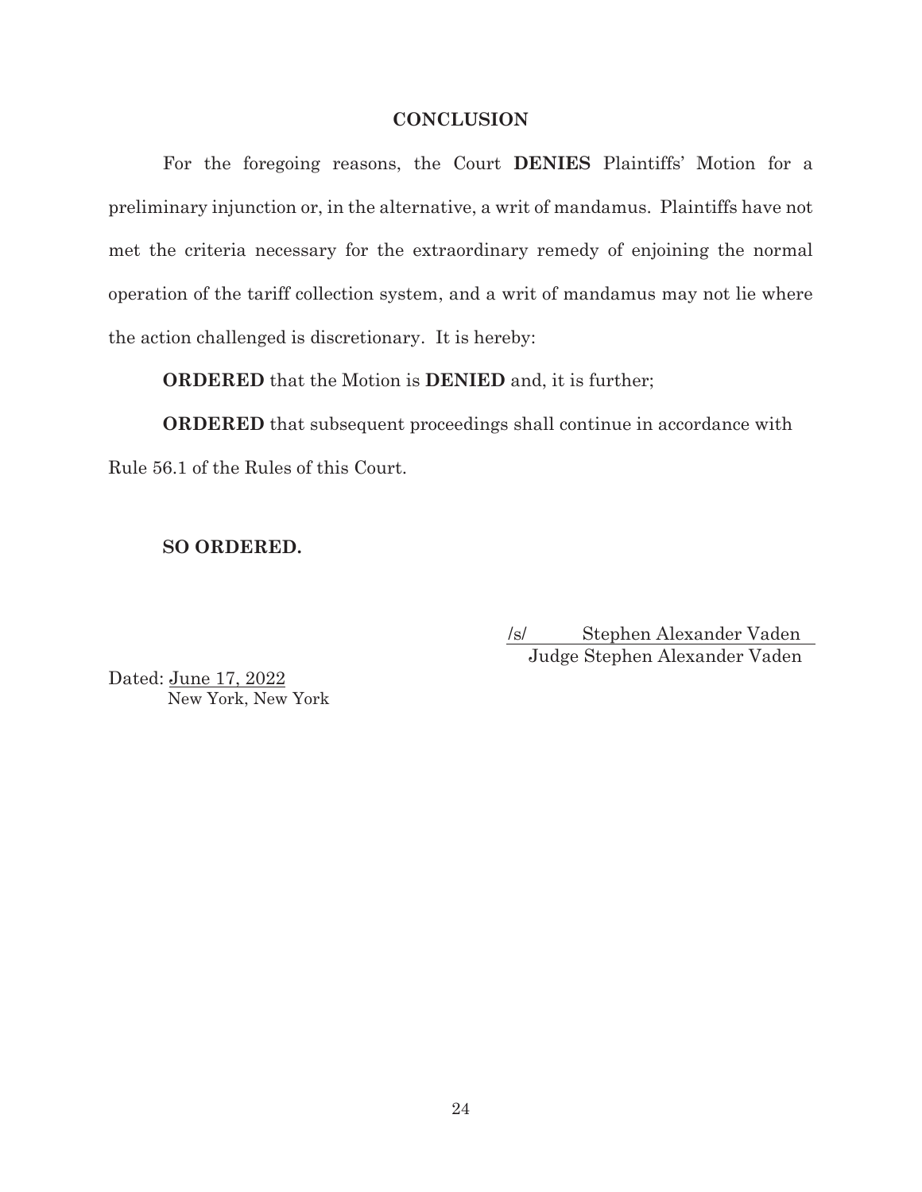## CONCLUSION

For the foregoing reasons, the Court **DENIES** Plaintiffs' Motion for a preliminary injunction or, in the alternative, a writ of mandamus. Plaintiffs have not met the criteria necessary for the extraordinary remedy of enjoining the normal operation of the tariff collection system, and a writ of mandamus may not lie where the action challenged is discretionary. It is hereby:

**ORDERED** that the Motion is **DENIED** and, it is further;

**ORDERED** that subsequent proceedings shall continue in accordance with Rule 56.1 of the Rules of this Court.

**SO ORDERED.**

/s/ Stephen Alexander Vaden
Judge Stephen Alexander Vaden

Dated: June 17, 2022
New York, New York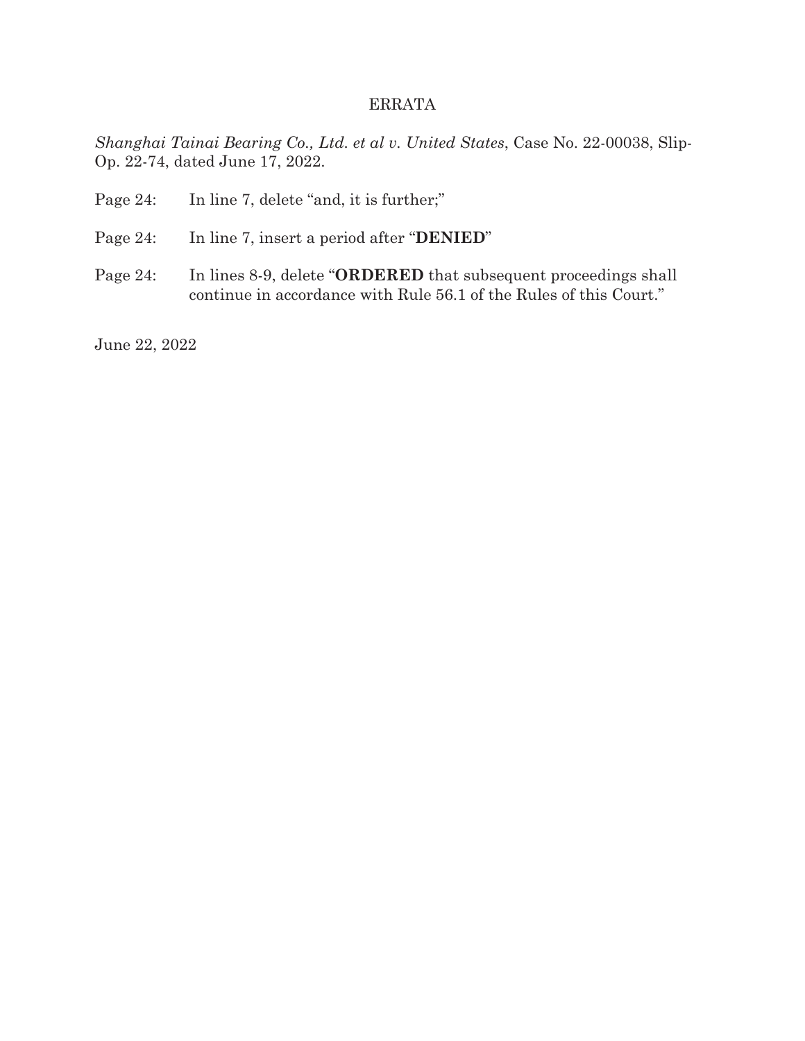# ERRATA

*Shanghai Tainai Bearing Co., Ltd. et al v. United States*, Case No. 22-00038, Slip-Op. 22-74, dated June 17, 2022.

Page 24: In line 7, delete "and, it is further;"

Page 24: In line 7, insert a period after "**DENIED**"

Page 24: In lines 8-9, delete "**ORDERED** that subsequent proceedings shall continue in accordance with Rule 56.1 of the Rules of this Court."

June 22, 2022